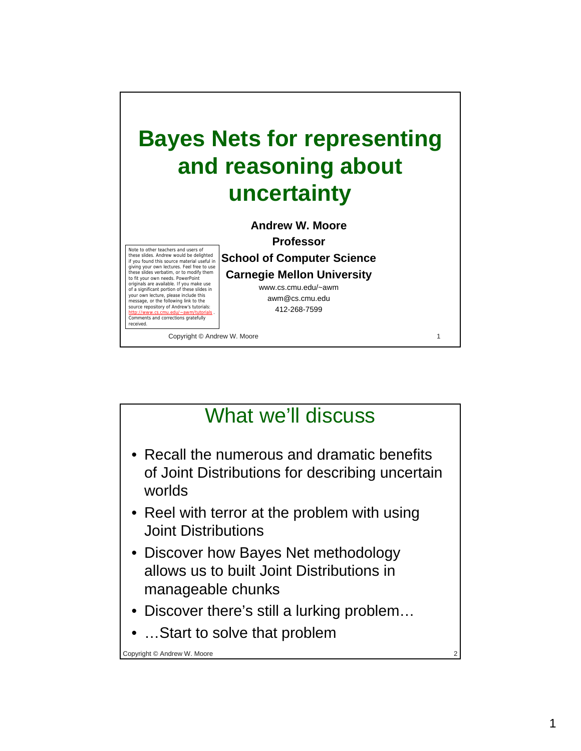# Bayes Nets for representing and reasoning about uncertainty

**Andrew W. Moore**
**Professor**
**School of Computer Science**
**Carnegie Mellon University**

www.cs.cmu.edu/~awm
awm@cs.cmu.edu
412-268-7599

Note to other teachers and users of these slides. Andrew would be delighted if you found this source material useful in giving your own lectures. Feel free to use these slides verbatim, or to modify them to fit your own needs. PowerPoint originals are available. If you make use of a significant portion of these slides in your own lecture, please include this message, or the following link to the source repository of Andrew's tutorials: http://www.cs.cmu.edu/~awm/tutorials . Comments and corrections gratefully received.

Copyright © Andrew W. Moore

## What we'll discuss

- Recall the numerous and dramatic benefits of Joint Distributions for describing uncertain worlds
- Reel with terror at the problem with using Joint Distributions
- Discover how Bayes Net methodology allows us to built Joint Distributions in manageable chunks
- Discover there's still a lurking problem…
- …Start to solve that problem

Copyright © Andrew W. Moore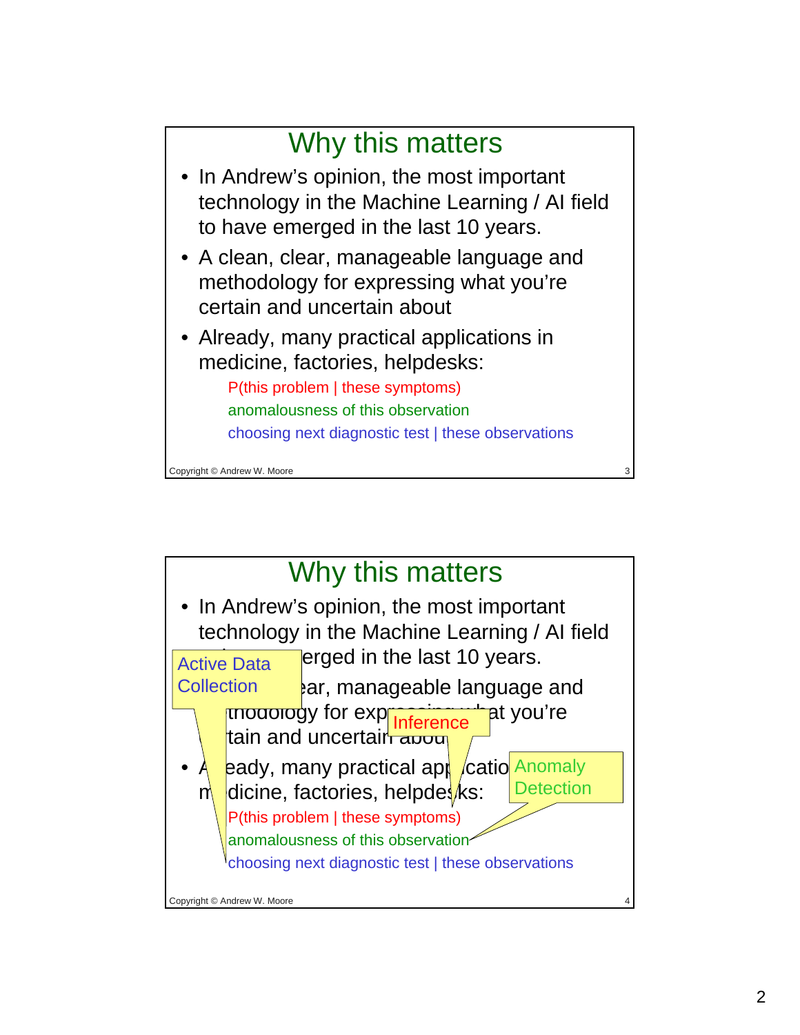## Why this matters

- In Andrew's opinion, the most important technology in the Machine Learning / AI field to have emerged in the last 10 years.
- A clean, clear, manageable language and methodology for expressing what you're certain and uncertain about
- Already, many practical applications in medicine, factories, helpdesks:

  P(this problem | these symptoms)

  anomalousness of this observation

  choosing next diagnostic test | these observations

Copyright © Andrew W. Moore

## Why this matters

- In Andrew's opinion, the most important technology in the Machine Learning / AI field to have emerged in the last 10 years.
- A clean, clear, manageable language and methodology for expressing what you're certain and uncertain about
- Already, many practical applications in medicine, factories, helpdesks:

  P(this problem | these symptoms) — **Inference**

  anomalousness of this observation — **Anomaly Detection**

  choosing next diagnostic test | these observations — **Active Data Collection**

Copyright © Andrew W. Moore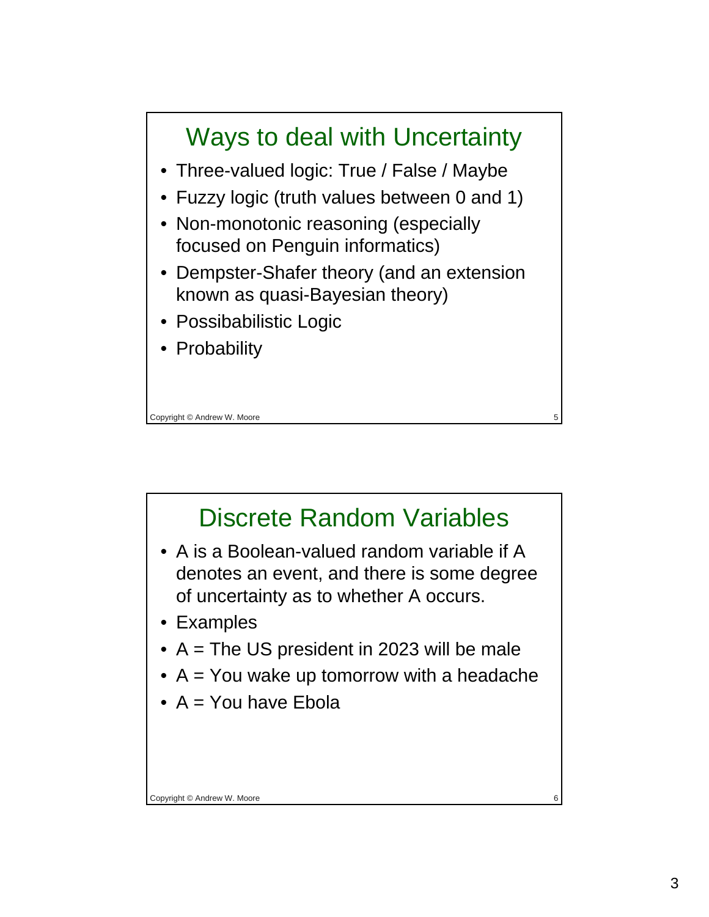## Ways to deal with Uncertainty

- Three-valued logic: True / False / Maybe
- Fuzzy logic (truth values between 0 and 1)
- Non-monotonic reasoning (especially focused on Penguin informatics)
- Dempster-Shafer theory (and an extension known as quasi-Bayesian theory)
- Possibabilistic Logic
- Probability

## Discrete Random Variables

- A is a Boolean-valued random variable if A denotes an event, and there is some degree of uncertainty as to whether A occurs.
- Examples
- A = The US president in 2023 will be male
- A = You wake up tomorrow with a headache
- A = You have Ebola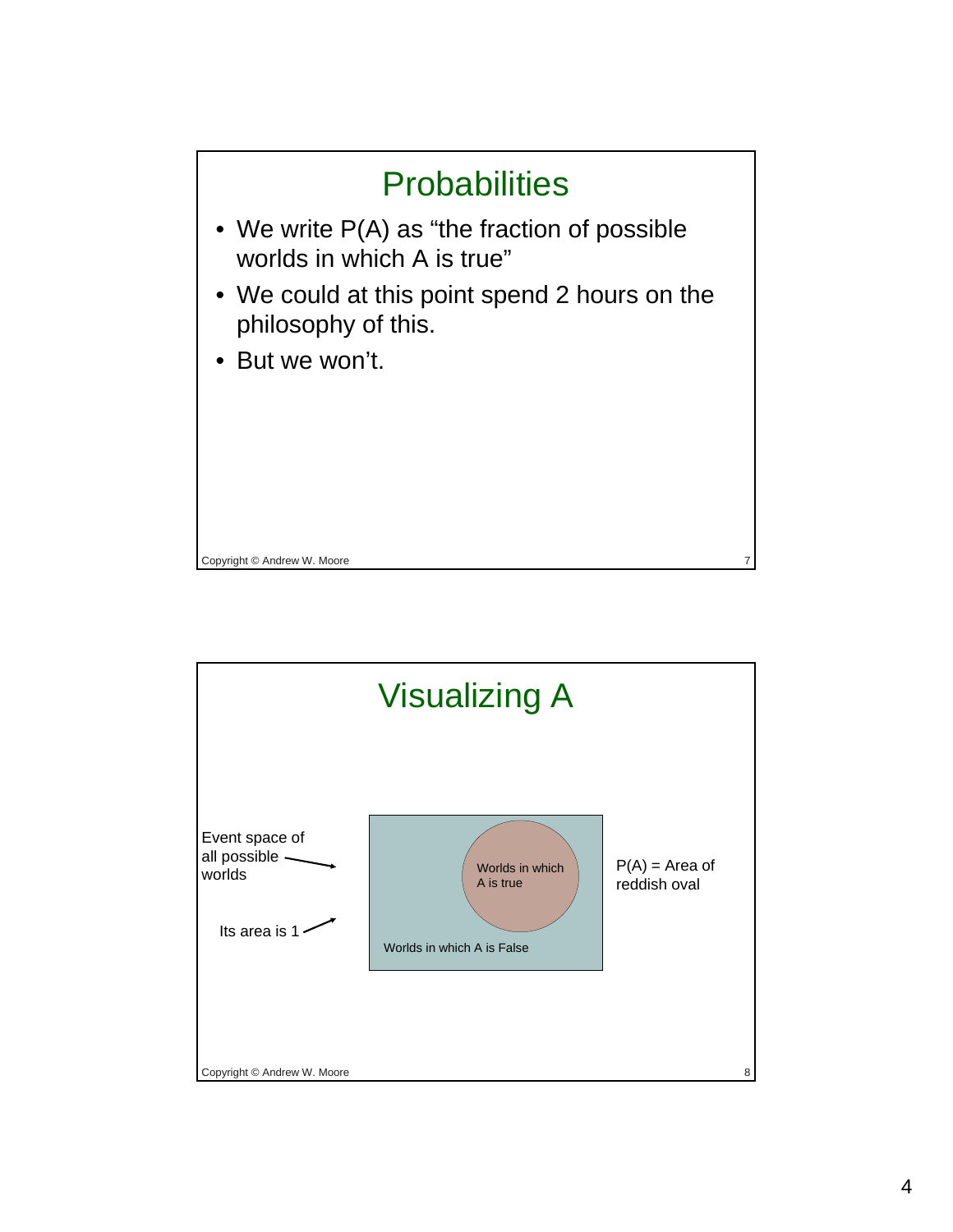## Probabilities

- We write $P(A)$ as "the fraction of possible worlds in which A is true"
- We could at this point spend 2 hours on the philosophy of this.
- But we won't.

Copyright © Andrew W. Moore

## Visualizing A

Event space of all possible worlds

Its area is 1

Worlds in which A is true

Worlds in which A is False

$P(A)$ = Area of reddish oval

Copyright © Andrew W. Moore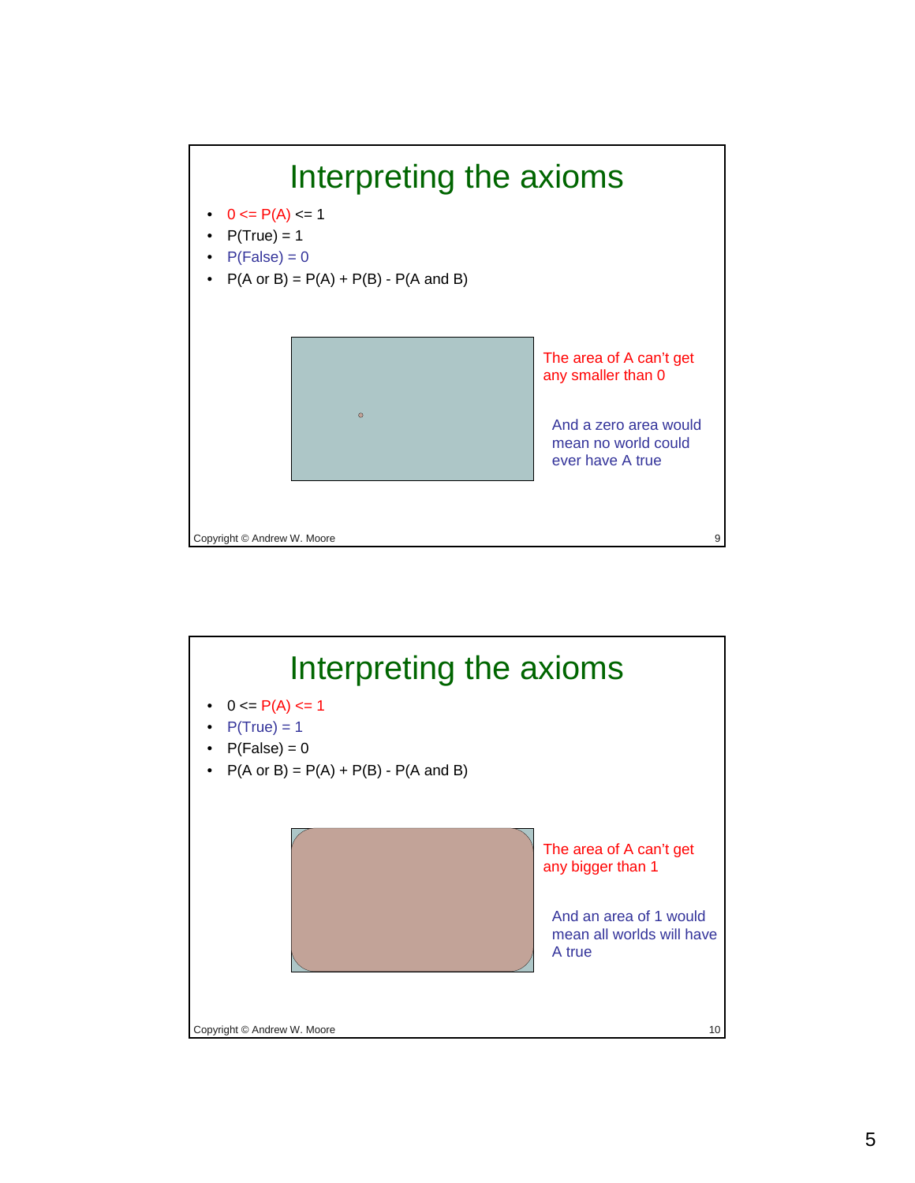## Interpreting the axioms

- $0 \le P(A) \le 1$
- $P(\text{True}) = 1$
- $P(\text{False}) = 0$
- $P(A \text{ or } B) = P(A) + P(B) - P(A \text{ and } B)$

The area of A can't get any smaller than 0

And a zero area would mean no world could ever have A true

## Interpreting the axioms

- $0 \le P(A) \le 1$
- $P(\text{True}) = 1$
- $P(\text{False}) = 0$
- $P(A \text{ or } B) = P(A) + P(B) - P(A \text{ and } B)$

The area of A can't get any bigger than 1

And an area of 1 would mean all worlds will have A true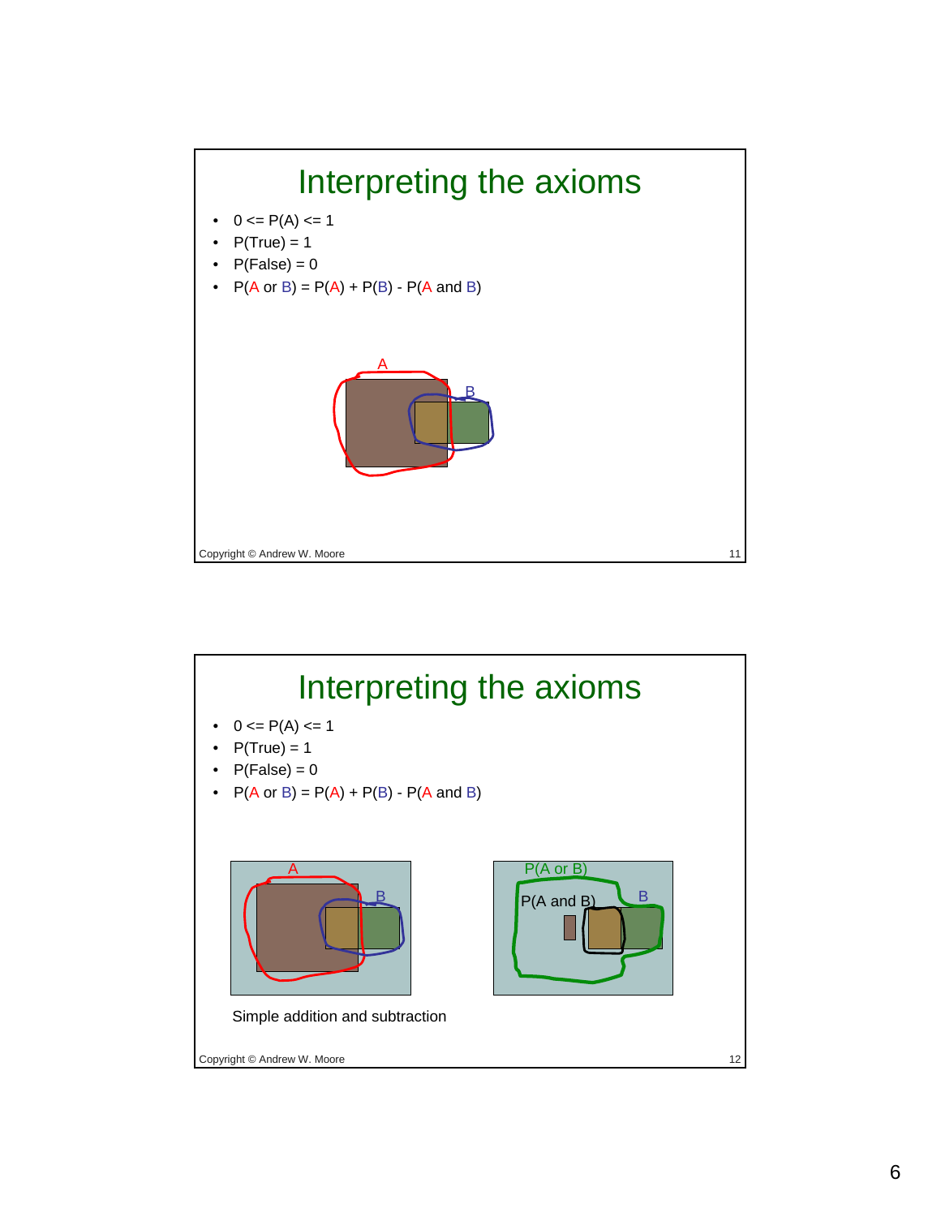# Interpreting the axioms

- 0 <= P(A) <= 1
- P(True) = 1
- P(False) = 0
- P(A or B) = P(A) + P(B) - P(A and B)

Copyright © Andrew W. Moore

# Interpreting the axioms

- 0 <= P(A) <= 1
- P(True) = 1
- P(False) = 0
- P(A or B) = P(A) + P(B) - P(A and B)

Simple addition and subtraction

Copyright © Andrew W. Moore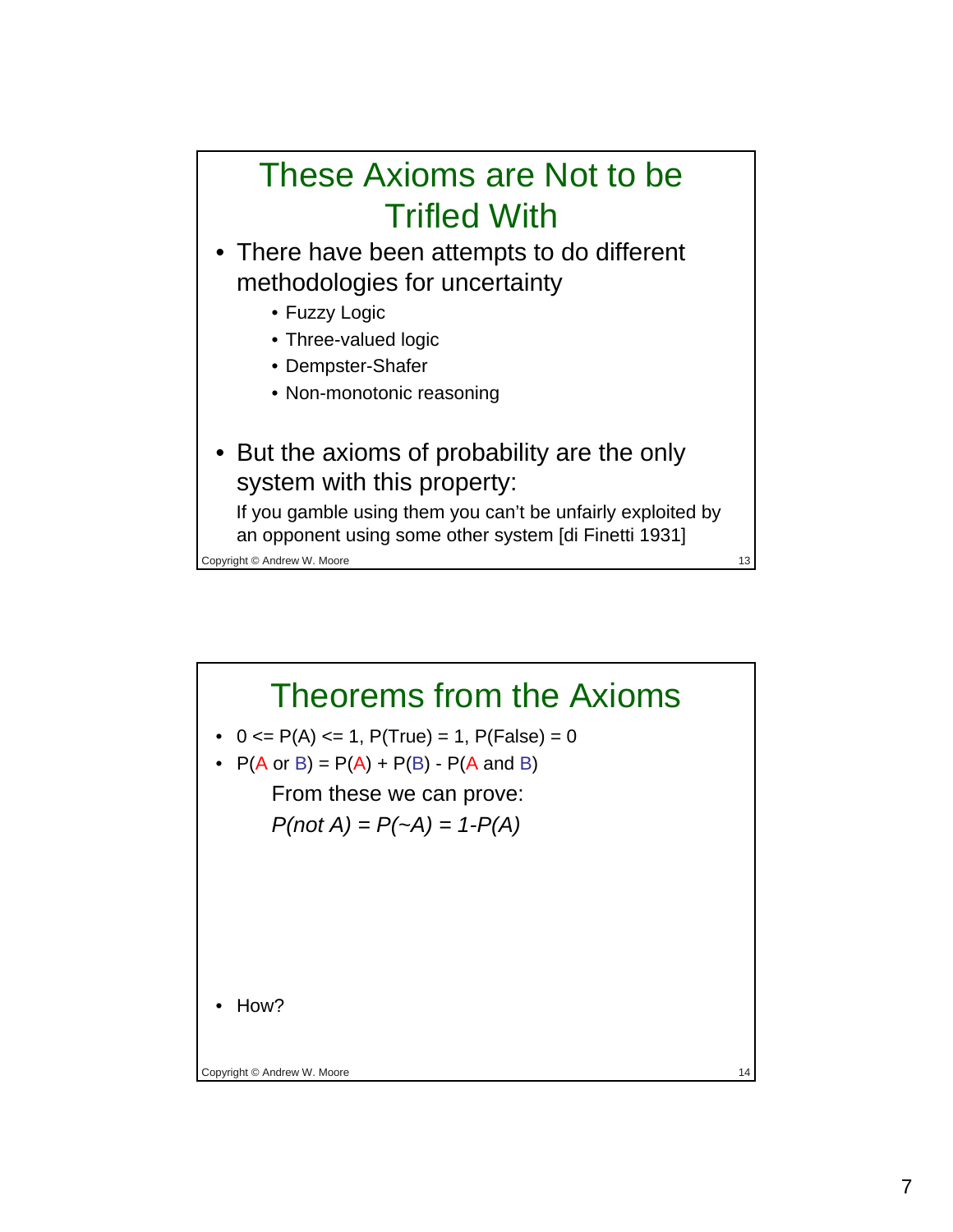## These Axioms are Not to be Trifled With

- There have been attempts to do different methodologies for uncertainty
  - Fuzzy Logic
  - Three-valued logic
  - Dempster-Shafer
  - Non-monotonic reasoning
- But the axioms of probability are the only system with this property:

  If you gamble using them you can't be unfairly exploited by an opponent using some other system [di Finetti 1931]

Copyright © Andrew W. Moore

## Theorems from the Axioms

- 0 <= P(A) <= 1, P(True) = 1, P(False) = 0
- P(A or B) = P(A) + P(B) - P(A and B)

  From these we can prove:

  *P(not A) = P(~A) = 1-P(A)*

- How?

Copyright © Andrew W. Moore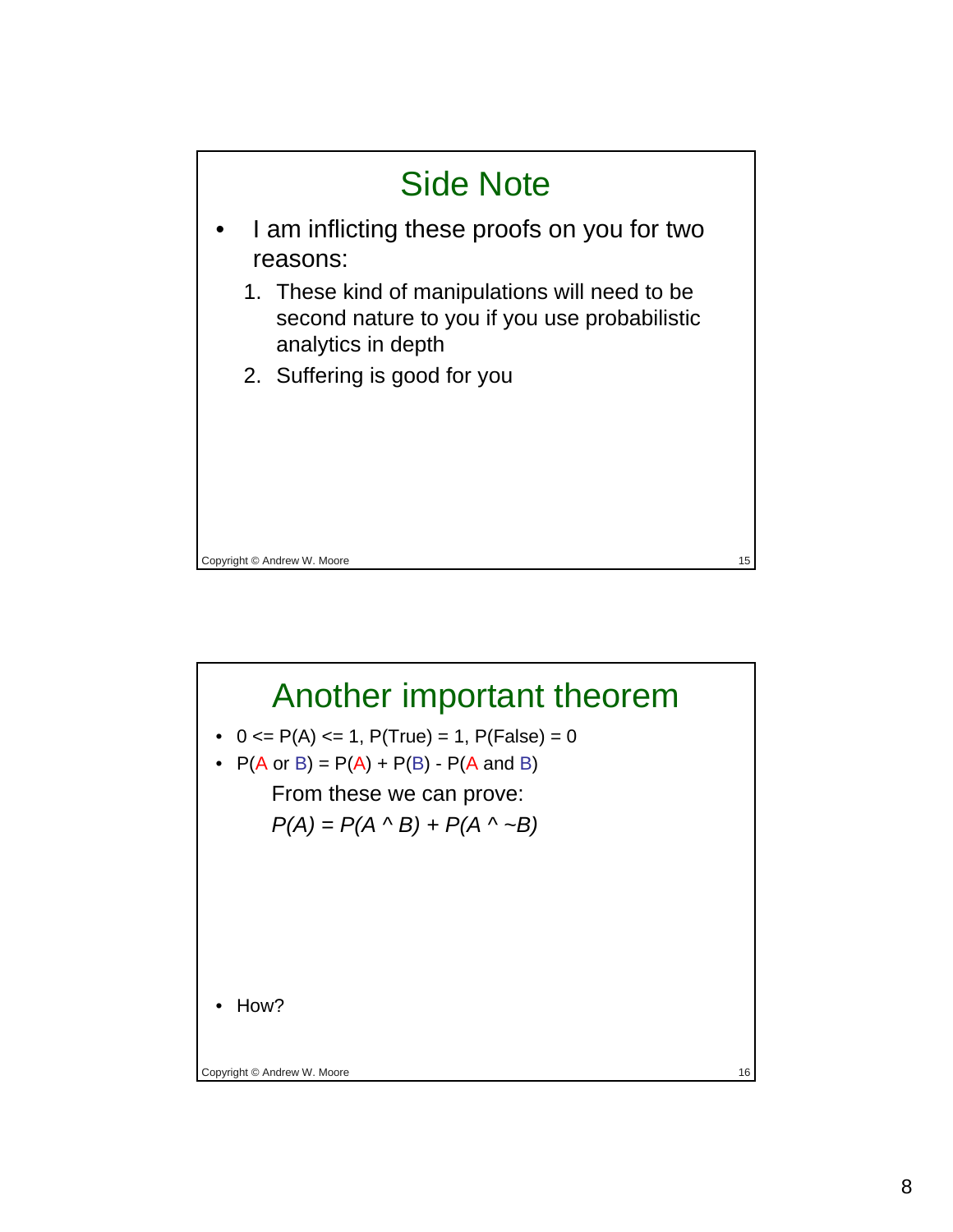## Side Note

- I am inflicting these proofs on you for two reasons:
  1. These kind of manipulations will need to be second nature to you if you use probabilistic analytics in depth
  2. Suffering is good for you

Copyright © Andrew W. Moore

## Another important theorem

- $0 <= P(A) <= 1$, $P(True) = 1$, $P(False) = 0$
- $P(A \text{ or } B) = P(A) + P(B) - P(A \text{ and } B)$

  From these we can prove:

  $P(A) = P(A \wedge B) + P(A \wedge \sim B)$

- How?

Copyright © Andrew W. Moore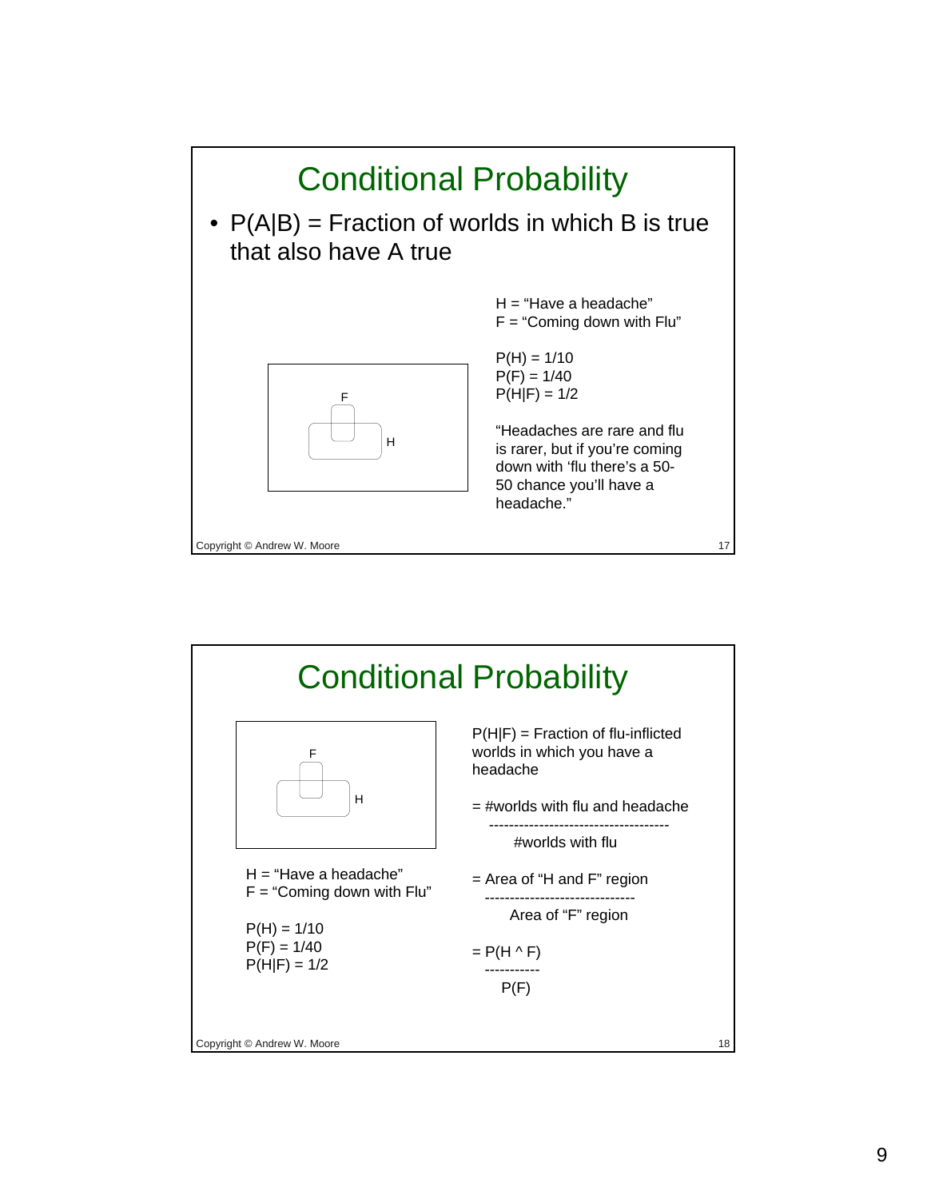# Conditional Probability

- $P(A|B)$ = Fraction of worlds in which B is true that also have A true

F

H

H = "Have a headache"
F = "Coming down with Flu"

$P(H) = 1/10$
$P(F) = 1/40$
$P(H|F) = 1/2$

"Headaches are rare and flu is rarer, but if you're coming down with 'flu there's a 50-50 chance you'll have a headache."

Copyright © Andrew W. Moore

# Conditional Probability

F

H

H = "Have a headache"
F = "Coming down with Flu"

$P(H) = 1/10$
$P(F) = 1/40$
$P(H|F) = 1/2$

$P(H|F)$ = Fraction of flu-inflicted worlds in which you have a headache

$$= \frac{\text{\#worlds with flu and headache}}{\text{\#worlds with flu}}$$

$$= \frac{\text{Area of "H and F" region}}{\text{Area of "F" region}}$$

$$= \frac{P(H \wedge F)}{P(F)}$$

Copyright © Andrew W. Moore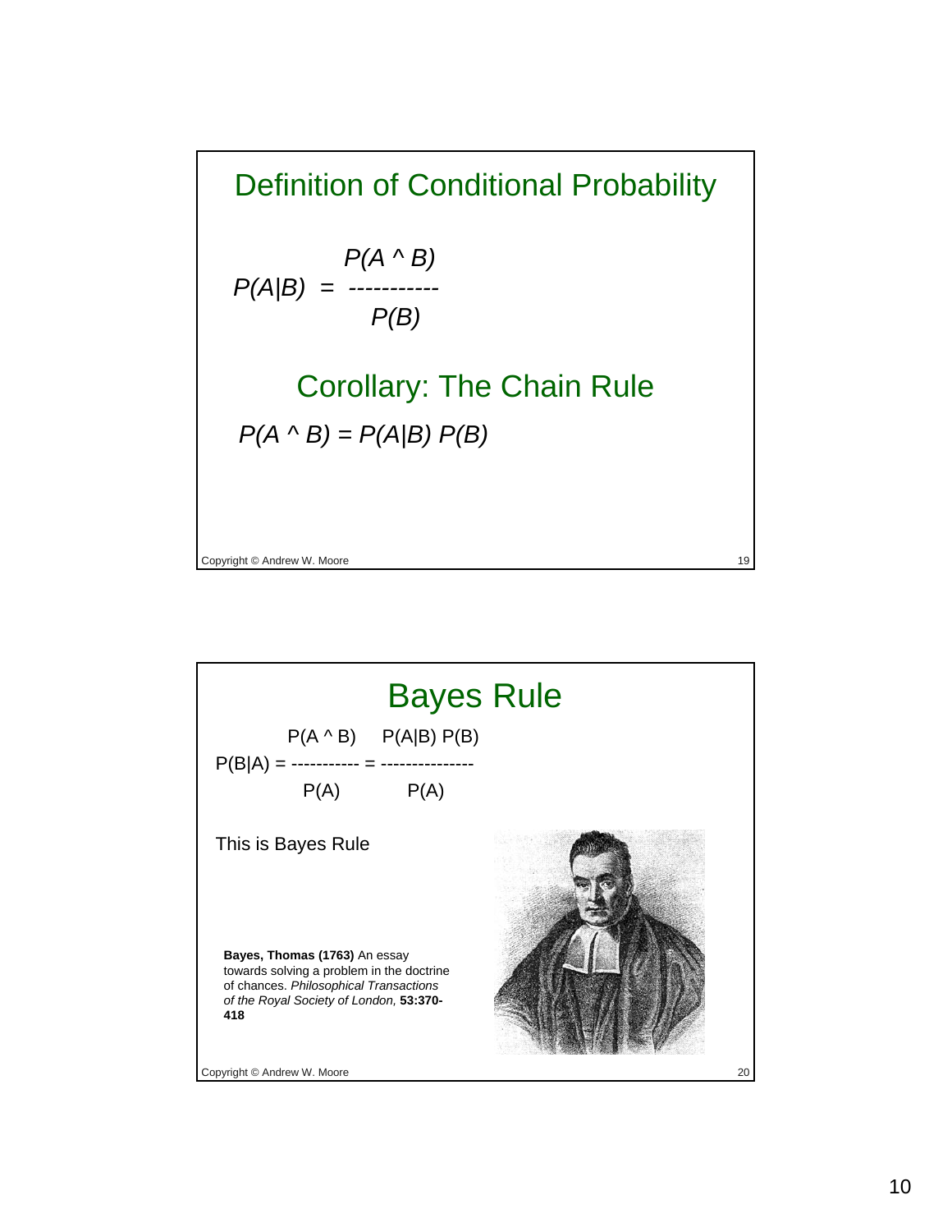## Definition of Conditional Probability

$$P(A|B) = \frac{P(A \wedge B)}{P(B)}$$

### Corollary: The Chain Rule

$$P(A \wedge B) = P(A|B)\, P(B)$$

## Bayes Rule

$$P(B|A) = \frac{P(A \wedge B)}{P(A)} = \frac{P(A|B)\, P(B)}{P(A)}$$

This is Bayes Rule

**Bayes, Thomas (1763)** An essay towards solving a problem in the doctrine of chances. *Philosophical Transactions of the Royal Society of London,* **53:370-418**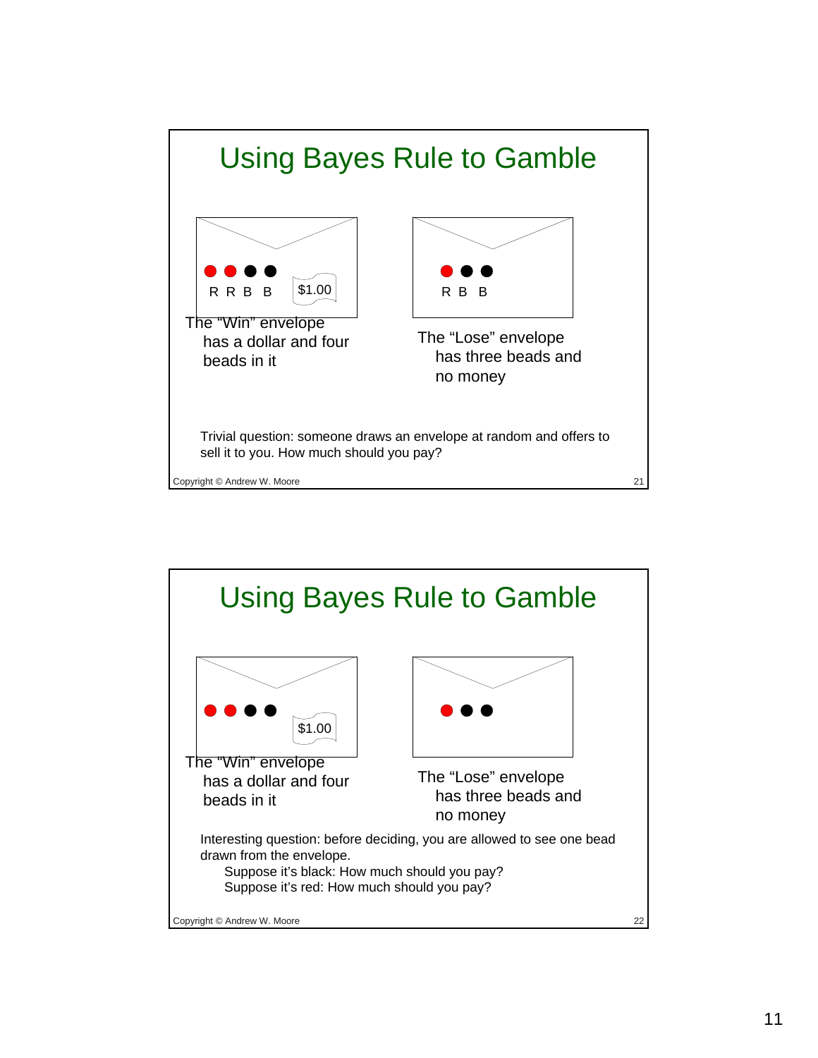# Using Bayes Rule to Gamble

R R B B $1.00

The "Win" envelope has a dollar and four beads in it

R B B

The "Lose" envelope has three beads and no money

Trivial question: someone draws an envelope at random and offers to sell it to you. How much should you pay?

# Using Bayes Rule to Gamble

$1.00

The "Win" envelope has a dollar and four beads in it

The "Lose" envelope has three beads and no money

Interesting question: before deciding, you are allowed to see one bead drawn from the envelope.

Suppose it's black: How much should you pay?
Suppose it's red: How much should you pay?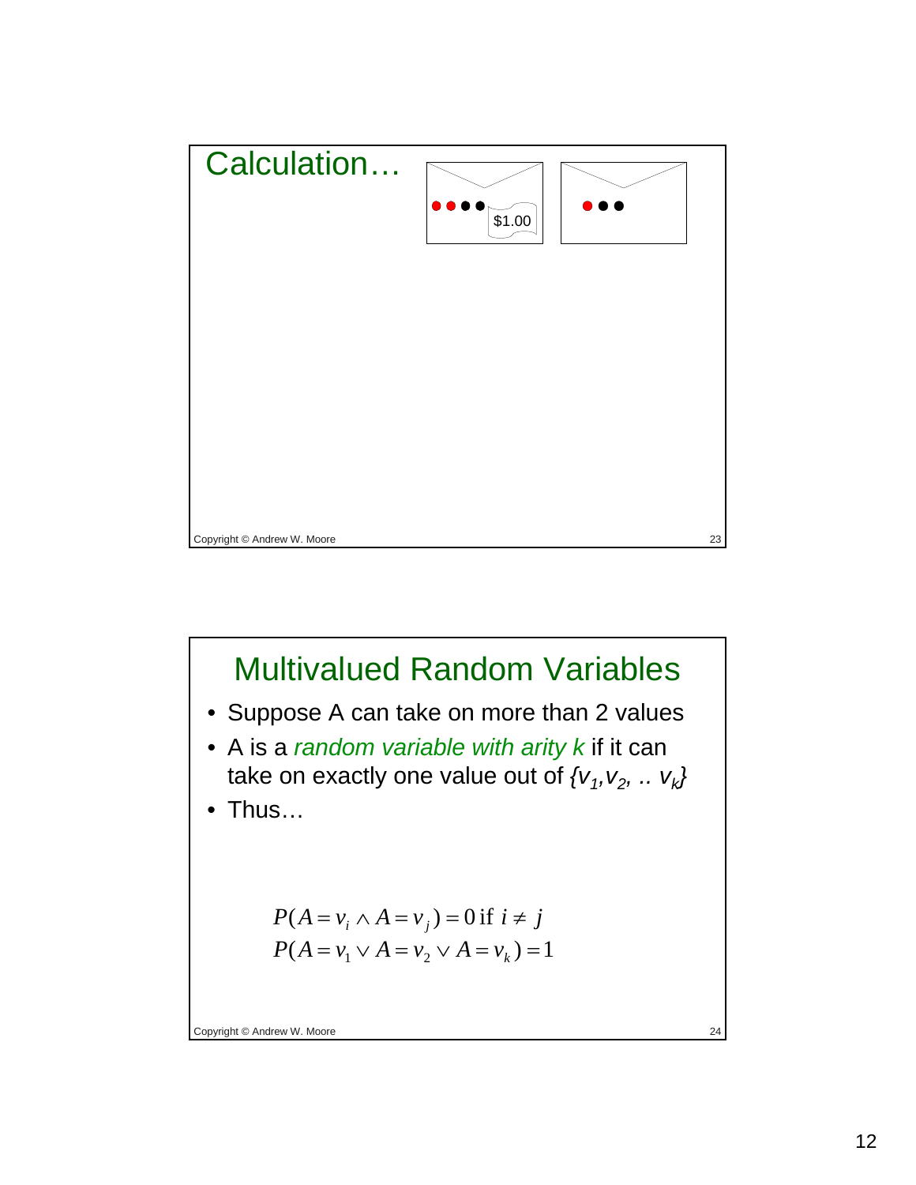## Calculation…

$1.00

## Multivalued Random Variables

- Suppose A can take on more than 2 values
- A is a *random variable with arity k* if it can take on exactly one value out of $\{v_1, v_2, .. v_k\}$
- Thus…

$$P(A = v_i \wedge A = v_j) = 0 \text{ if } i \neq j$$
$$P(A = v_1 \vee A = v_2 \vee A = v_k) = 1$$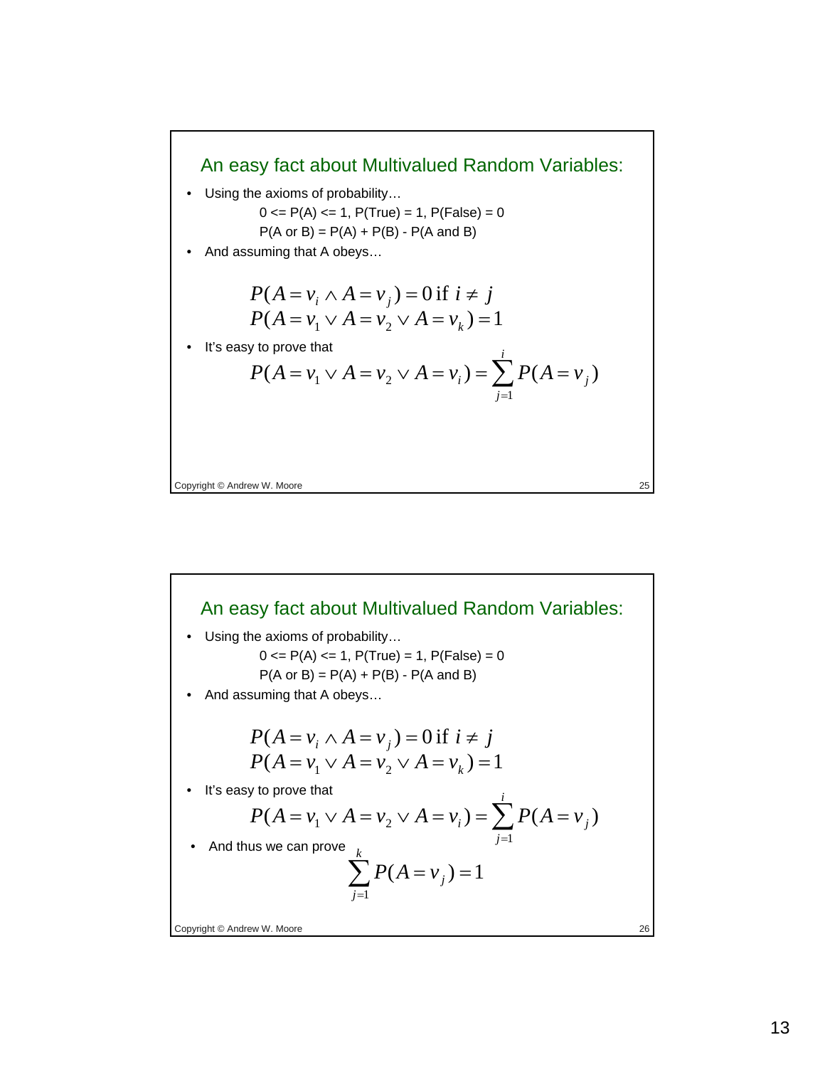## An easy fact about Multivalued Random Variables:

- Using the axioms of probability…

  0 <= P(A) <= 1, P(True) = 1, P(False) = 0

  P(A or B) = P(A) + P(B) - P(A and B)

- And assuming that A obeys…

$$P(A = v_i \wedge A = v_j) = 0 \text{ if } i \neq j$$
$$P(A = v_1 \vee A = v_2 \vee A = v_k) = 1$$

- It's easy to prove that

$$P(A = v_1 \vee A = v_2 \vee A = v_i) = \sum_{j=1}^{i} P(A = v_j)$$

## An easy fact about Multivalued Random Variables:

- Using the axioms of probability…

  0 <= P(A) <= 1, P(True) = 1, P(False) = 0

  P(A or B) = P(A) + P(B) - P(A and B)

- And assuming that A obeys…

$$P(A = v_i \wedge A = v_j) = 0 \text{ if } i \neq j$$
$$P(A = v_1 \vee A = v_2 \vee A = v_k) = 1$$

- It's easy to prove that

$$P(A = v_1 \vee A = v_2 \vee A = v_i) = \sum_{j=1}^{i} P(A = v_j)$$

- And thus we can prove

$$\sum_{j=1}^{k} P(A = v_j) = 1$$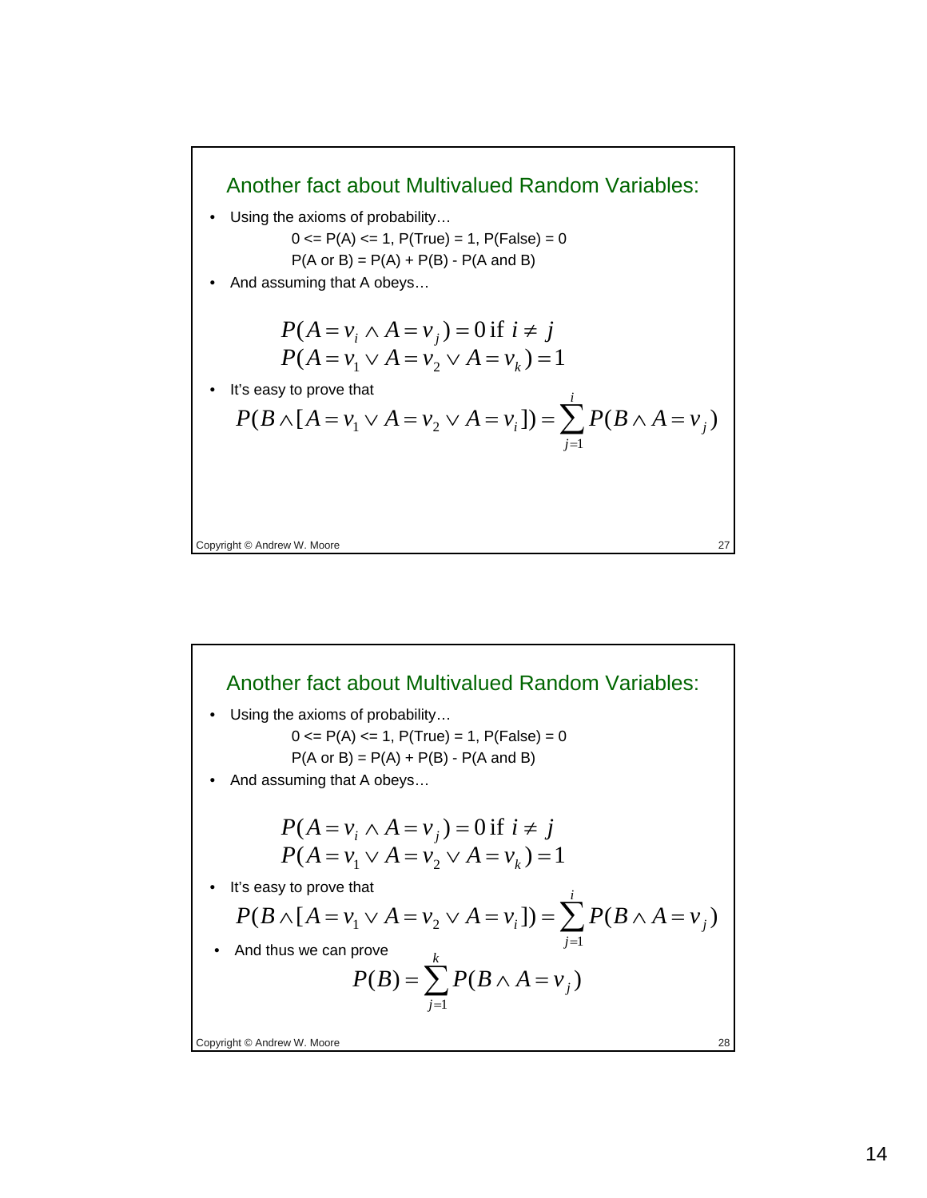## Another fact about Multivalued Random Variables:

- Using the axioms of probability…

  0 <= P(A) <= 1, P(True) = 1, P(False) = 0

  P(A or B) = P(A) + P(B) - P(A and B)

- And assuming that A obeys…

$$P(A = v_i \wedge A = v_j) = 0 \text{ if } i \neq j$$
$$P(A = v_1 \vee A = v_2 \vee A = v_k) = 1$$

- It's easy to prove that

$$P(B \wedge [A = v_1 \vee A = v_2 \vee A = v_i]) = \sum_{j=1}^{i} P(B \wedge A = v_j)$$

Copyright © Andrew W. Moore

## Another fact about Multivalued Random Variables:

- Using the axioms of probability…

  0 <= P(A) <= 1, P(True) = 1, P(False) = 0

  P(A or B) = P(A) + P(B) - P(A and B)

- And assuming that A obeys…

$$P(A = v_i \wedge A = v_j) = 0 \text{ if } i \neq j$$
$$P(A = v_1 \vee A = v_2 \vee A = v_k) = 1$$

- It's easy to prove that

$$P(B \wedge [A = v_1 \vee A = v_2 \vee A = v_i]) = \sum_{j=1}^{i} P(B \wedge A = v_j)$$

- And thus we can prove

$$P(B) = \sum_{j=1}^{k} P(B \wedge A = v_j)$$

Copyright © Andrew W. Moore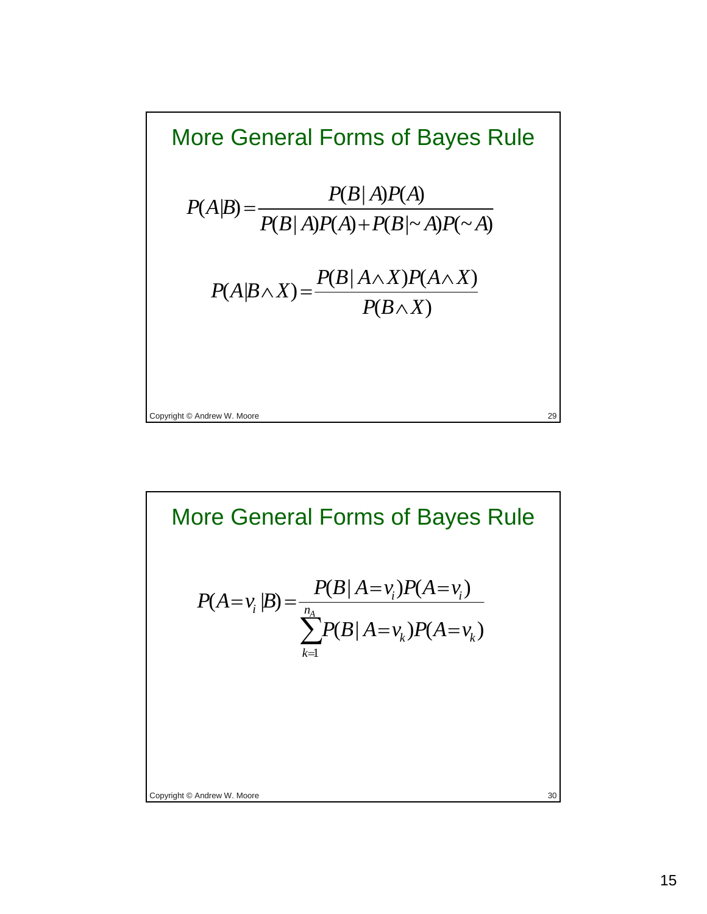## More General Forms of Bayes Rule

$$P(A|B) = \frac{P(B|A)P(A)}{P(B|A)P(A) + P(B|\sim A)P(\sim A)}$$

$$P(A|B \wedge X) = \frac{P(B|A \wedge X)P(A \wedge X)}{P(B \wedge X)}$$

Copyright © Andrew W. Moore

## More General Forms of Bayes Rule

$$P(A = v_i | B) = \frac{P(B|A = v_i)P(A = v_i)}{\sum_{k=1}^{n_A} P(B|A = v_k)P(A = v_k)}$$

Copyright © Andrew W. Moore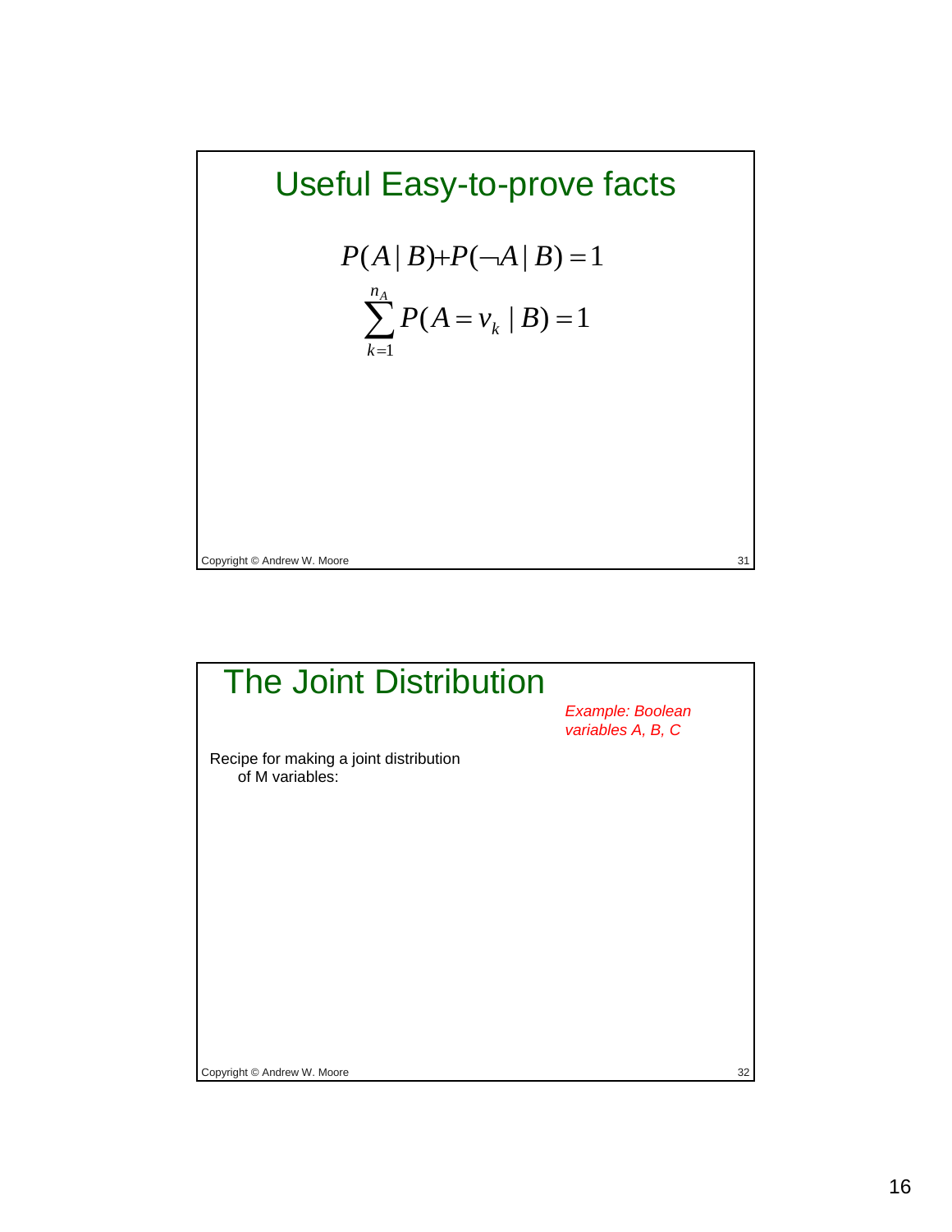## Useful Easy-to-prove facts

$$P(A \mid B) + P(\neg A \mid B) = 1$$

$$\sum_{k=1}^{n_A} P(A = v_k \mid B) = 1$$

Copyright © Andrew W. Moore

## The Joint Distribution

*Example: Boolean variables A, B, C*

Recipe for making a joint distribution of M variables:

Copyright © Andrew W. Moore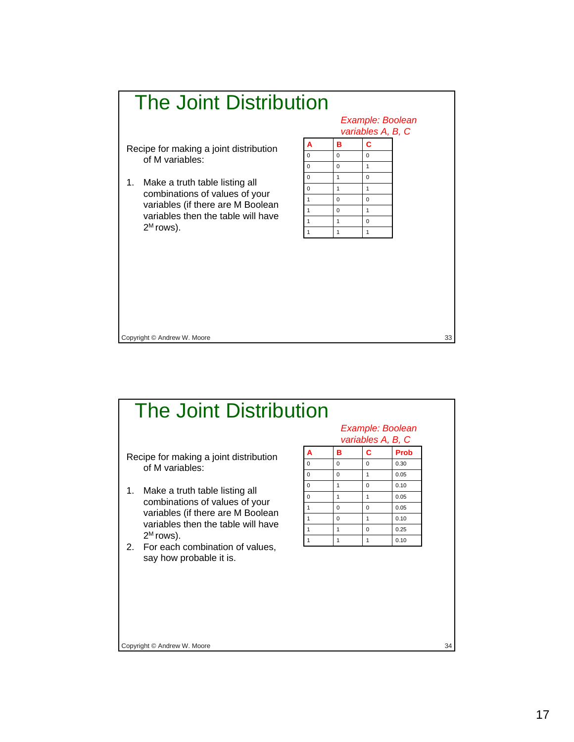# The Joint Distribution

*Example: Boolean variables A, B, C*

Recipe for making a joint distribution of M variables:

1. Make a truth table listing all combinations of values of your variables (if there are M Boolean variables then the table will have $2^M$ rows).

| A | B | C |
|---|---|---|
| 0 | 0 | 0 |
| 0 | 0 | 1 |
| 0 | 1 | 0 |
| 0 | 1 | 1 |
| 1 | 0 | 0 |
| 1 | 0 | 1 |
| 1 | 1 | 0 |
| 1 | 1 | 1 |

Copyright © Andrew W. Moore

# The Joint Distribution

*Example: Boolean variables A, B, C*

Recipe for making a joint distribution of M variables:

1. Make a truth table listing all combinations of values of your variables (if there are M Boolean variables then the table will have $2^M$ rows).
2. For each combination of values, say how probable it is.

| A | B | C | Prob |
|---|---|---|---|
| 0 | 0 | 0 | 0.30 |
| 0 | 0 | 1 | 0.05 |
| 0 | 1 | 0 | 0.10 |
| 0 | 1 | 1 | 0.05 |
| 1 | 0 | 0 | 0.05 |
| 1 | 0 | 1 | 0.10 |
| 1 | 1 | 0 | 0.25 |
| 1 | 1 | 1 | 0.10 |

Copyright © Andrew W. Moore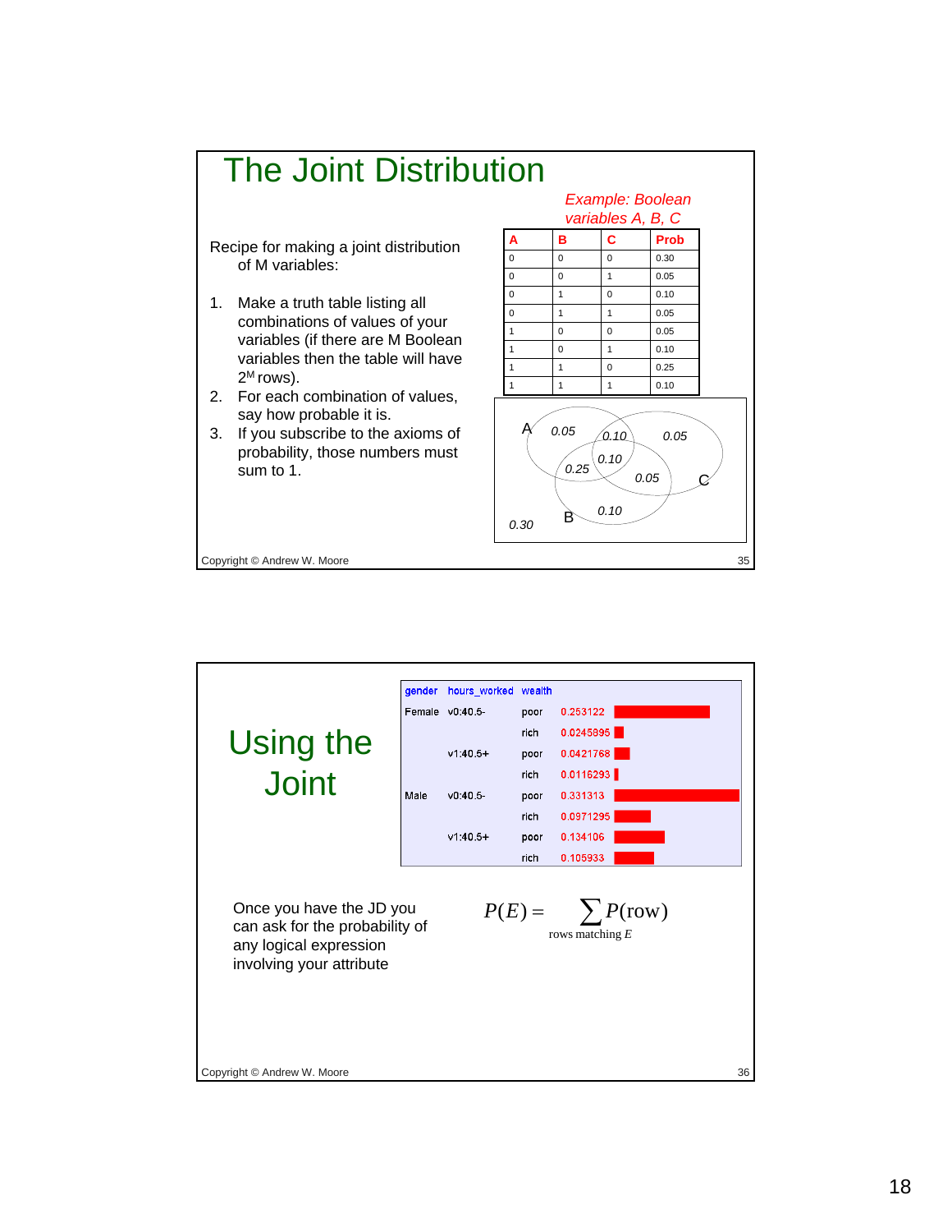# The Joint Distribution

*Example: Boolean variables A, B, C*

Recipe for making a joint distribution of M variables:

1. Make a truth table listing all combinations of values of your variables (if there are M Boolean variables then the table will have $2^M$ rows).
2. For each combination of values, say how probable it is.
3. If you subscribe to the axioms of probability, those numbers must sum to 1.

| A | B | C | Prob |
|---|---|---|---|
| 0 | 0 | 0 | 0.30 |
| 0 | 0 | 1 | 0.05 |
| 0 | 1 | 0 | 0.10 |
| 0 | 1 | 1 | 0.05 |
| 1 | 0 | 0 | 0.05 |
| 1 | 0 | 1 | 0.10 |
| 1 | 1 | 0 | 0.25 |
| 1 | 1 | 1 | 0.10 |

Copyright © Andrew W. Moore

# Using the Joint

| gender | hours_worked | wealth | |
|---|---|---|---|
| Female | v0:40.5- | poor | 0.253122 |
| | | rich | 0.0245895 |
| | v1:40.5+ | poor | 0.0421768 |
| | | rich | 0.0116293 |
| Male | v0:40.5- | poor | 0.331313 |
| | | rich | 0.0971295 |
| | v1:40.5+ | poor | 0.134106 |
| | | rich | 0.105933 |

Once you have the JD you can ask for the probability of any logical expression involving your attribute

$$P(E) = \sum_{\text{rows matching } E} P(\text{row})$$

Copyright © Andrew W. Moore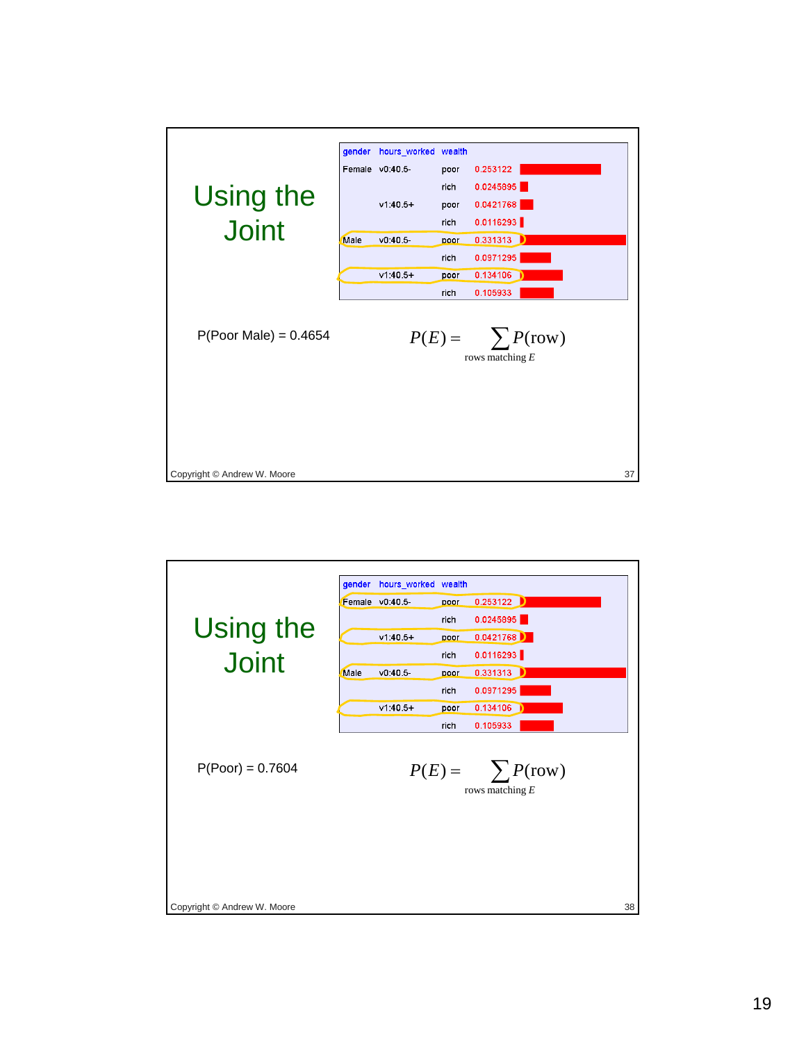## Using the Joint

| gender | hours_worked | wealth | |
|---|---|---|---|
| Female | v0:40.5- | poor | 0.253122 |
| | | rich | 0.0245895 |
| | v1:40.5+ | poor | 0.0421768 |
| | | rich | 0.0116293 |
| Male | v0:40.5- | poor | 0.331313 |
| | | rich | 0.0971295 |
| | v1:40.5+ | poor | 0.134106 |
| | | rich | 0.105933 |

P(Poor Male) = 0.4654

$$P(E) = \sum_{\text{rows matching } E} P(\text{row})$$

Copyright © Andrew W. Moore

## Using the Joint

| gender | hours_worked | wealth | |
|---|---|---|---|
| Female | v0:40.5- | poor | 0.253122 |
| | | rich | 0.0245895 |
| | v1:40.5+ | poor | 0.0421768 |
| | | rich | 0.0116293 |
| Male | v0:40.5- | poor | 0.331313 |
| | | rich | 0.0971295 |
| | v1:40.5+ | poor | 0.134106 |
| | | rich | 0.105933 |

P(Poor) = 0.7604

$$P(E) = \sum_{\text{rows matching } E} P(\text{row})$$

Copyright © Andrew W. Moore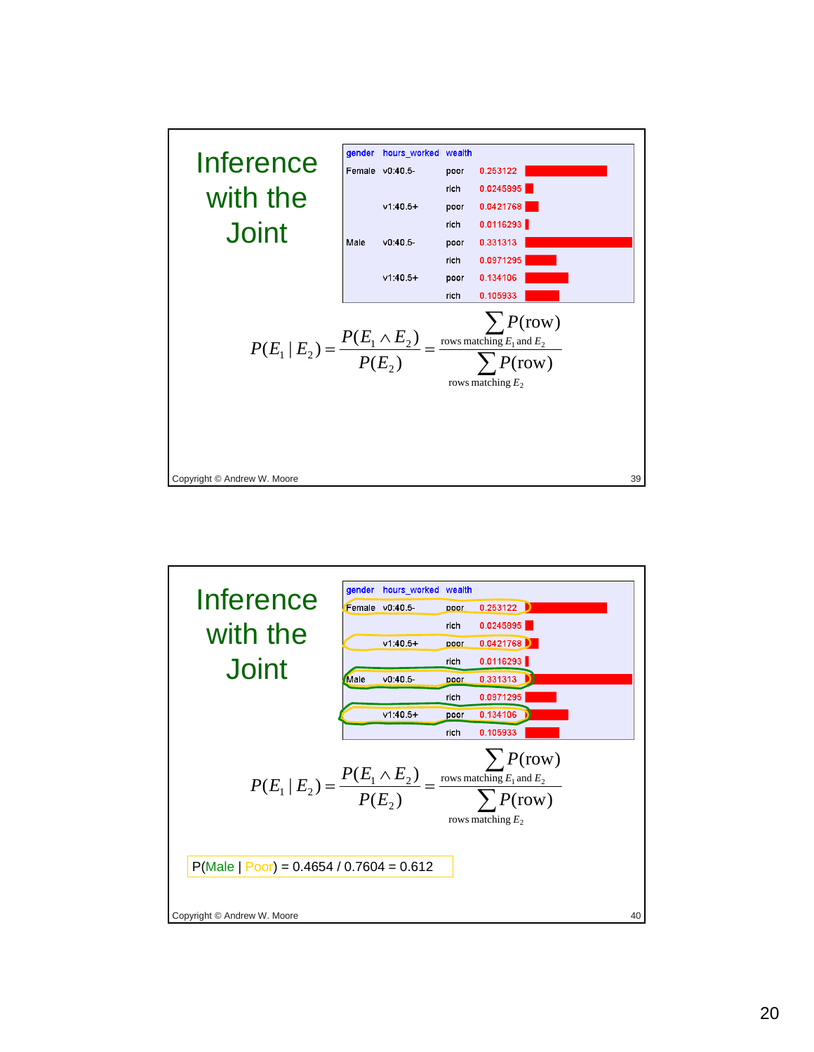# Inference with the Joint

| gender | hours_worked | wealth | |
|---|---|---|---|
| Female | v0:40.5- | poor | 0.253122 |
| | | rich | 0.0245895 |
| | v1:40.5+ | poor | 0.0421768 |
| | | rich | 0.0116293 |
| Male | v0:40.5- | poor | 0.331313 |
| | | rich | 0.0971295 |
| | v1:40.5+ | poor | 0.134106 |
| | | rich | 0.105933 |

$$P(E_1 \mid E_2) = \frac{P(E_1 \wedge E_2)}{P(E_2)} = \frac{\sum_{\text{rows matching } E_1 \text{ and } E_2} P(\text{row})}{\sum_{\text{rows matching } E_2} P(\text{row})}$$

Copyright © Andrew W. Moore

# Inference with the Joint

| gender | hours_worked | wealth | |
|---|---|---|---|
| Female | v0:40.5- | poor | 0.253122 |
| | | rich | 0.0245895 |
| | v1:40.5+ | poor | 0.0421768 |
| | | rich | 0.0116293 |
| Male | v0:40.5- | poor | 0.331313 |
| | | rich | 0.0971295 |
| | v1:40.5+ | poor | 0.134106 |
| | | rich | 0.105933 |

$$P(E_1 \mid E_2) = \frac{P(E_1 \wedge E_2)}{P(E_2)} = \frac{\sum_{\text{rows matching } E_1 \text{ and } E_2} P(\text{row})}{\sum_{\text{rows matching } E_2} P(\text{row})}$$

P(Male | Poor) = 0.4654 / 0.7604 = 0.612

Copyright © Andrew W. Moore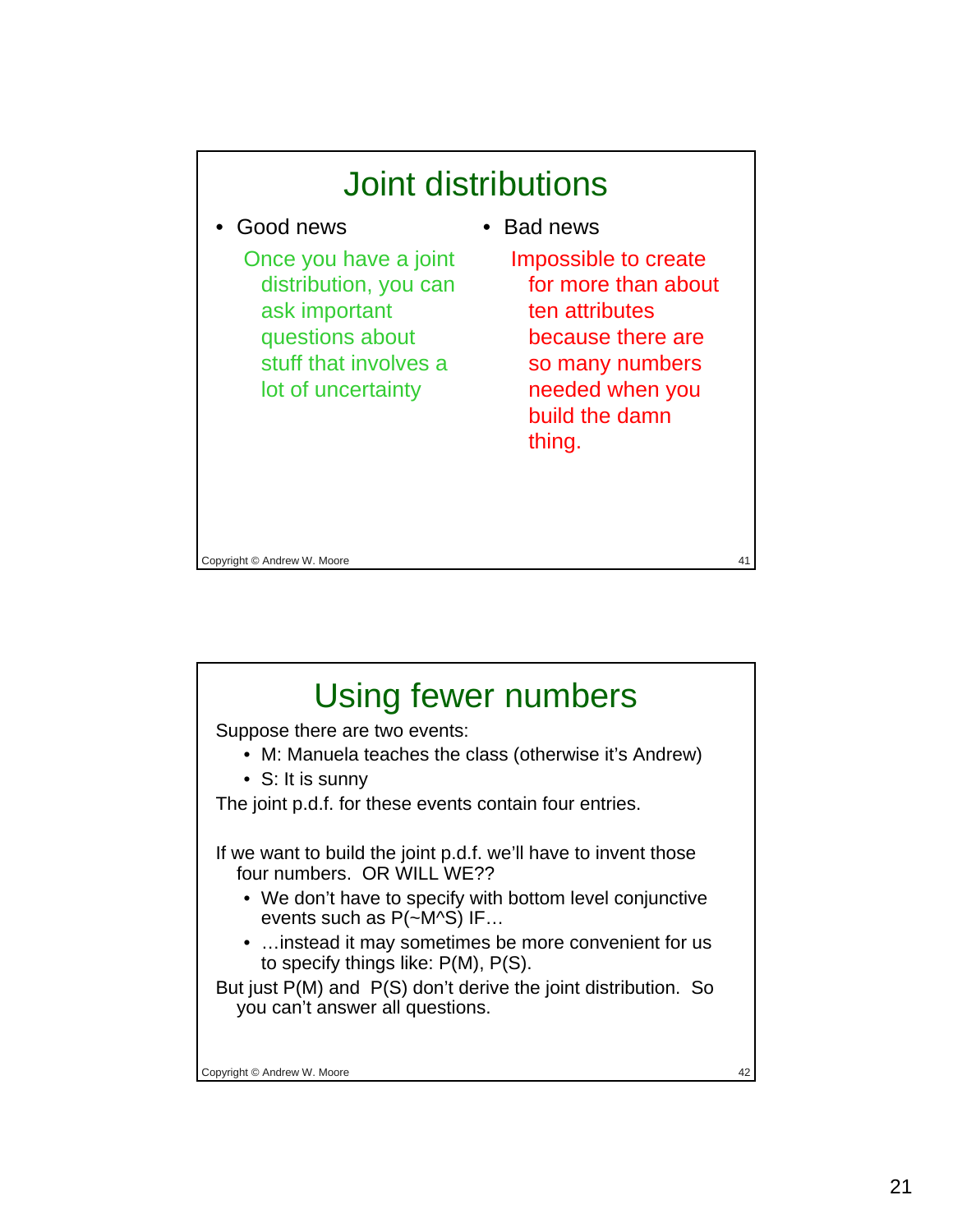# Joint distributions

- Good news

  Once you have a joint distribution, you can ask important questions about stuff that involves a lot of uncertainty

- Bad news

  Impossible to create for more than about ten attributes because there are so many numbers needed when you build the damn thing.

Copyright © Andrew W. Moore

# Using fewer numbers

Suppose there are two events:

- M: Manuela teaches the class (otherwise it's Andrew)
- S: It is sunny

The joint p.d.f. for these events contain four entries.

If we want to build the joint p.d.f. we'll have to invent those four numbers. OR WILL WE??

- We don't have to specify with bottom level conjunctive events such as P(~M^S) IF…
- …instead it may sometimes be more convenient for us to specify things like: P(M), P(S).

But just P(M) and P(S) don't derive the joint distribution. So you can't answer all questions.

Copyright © Andrew W. Moore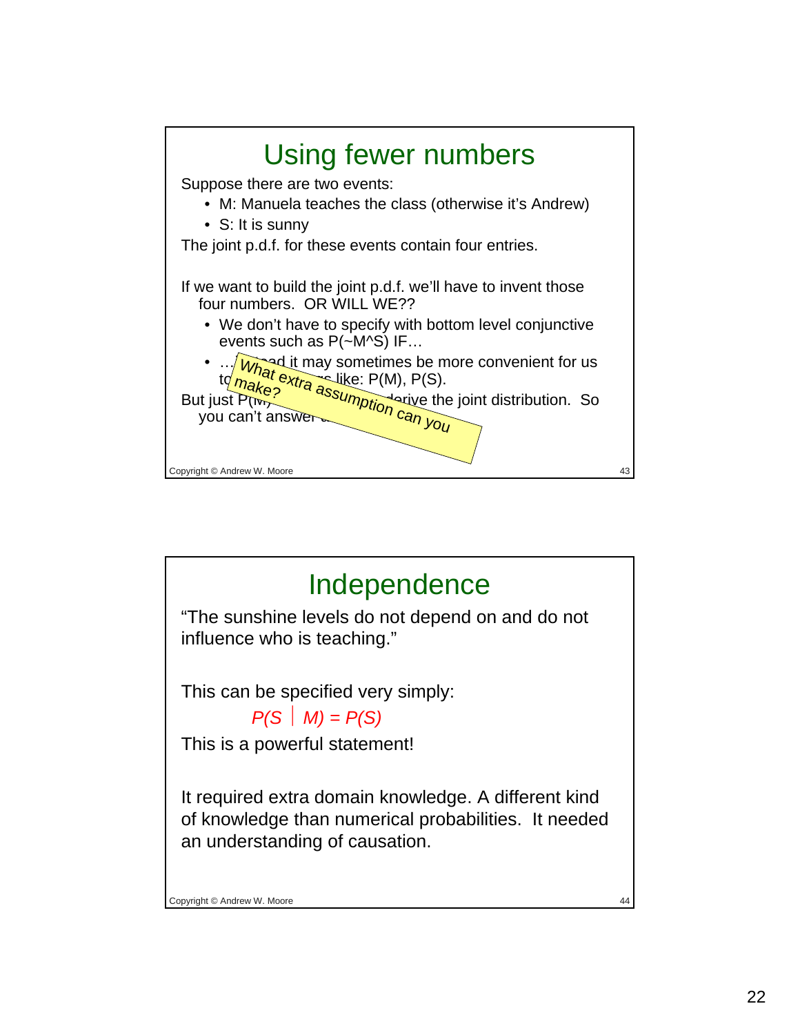# Using fewer numbers

Suppose there are two events:

- M: Manuela teaches the class (otherwise it's Andrew)
- S: It is sunny

The joint p.d.f. for these events contain four entries.

If we want to build the joint p.d.f. we'll have to invent those four numbers. OR WILL WE??

- We don't have to specify with bottom level conjunctive events such as P(~M^S) IF…
- …instead it may sometimes be more convenient for us to specify things like: P(M), P(S).

But just P(M) and P(S) don't derive the joint distribution. So you can't answer all questions.

*What extra assumption can you make?*

# Independence

"The sunshine levels do not depend on and do not influence who is teaching."

This can be specified very simply:

$$P(S \mid M) = P(S)$$

This is a powerful statement!

It required extra domain knowledge. A different kind of knowledge than numerical probabilities. It needed an understanding of causation.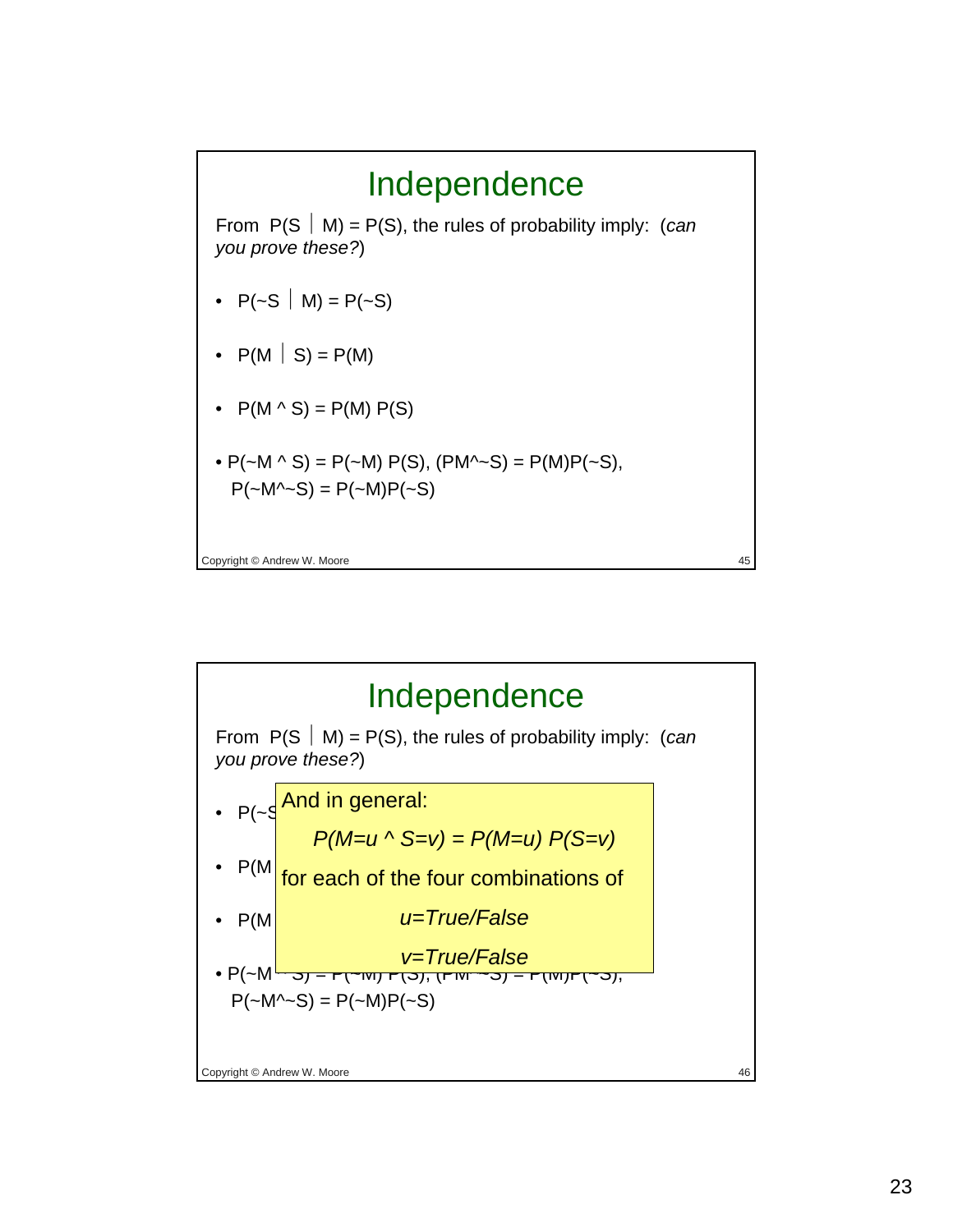# Independence

From $P(S \mid M) = P(S)$, the rules of probability imply: (*can you prove these?*)

- $P(\sim S \mid M) = P(\sim S)$
- $P(M \mid S) = P(M)$
- $P(M \wedge S) = P(M)\, P(S)$
- $P(\sim M \wedge S) = P(\sim M)\, P(S)$, $(PM \wedge \sim S) = P(M)P(\sim S)$, $P(\sim M \wedge \sim S) = P(\sim M)P(\sim S)$

# Independence

From $P(S \mid M) = P(S)$, the rules of probability imply: (*can you prove these?*)

And in general:

$$P(M=u \wedge S=v) = P(M=u)\, P(S=v)$$

for each of the four combinations of

*u=True/False*

*v=True/False*

- $P(\sim S \mid M) = P(\sim S)$
- $P(M \mid S) = P(M)$
- $P(M \wedge S) = P(M)\, P(S)$
- $P(\sim M \wedge S) = P(\sim M)\, P(S)$, $(PM \wedge \sim S) = P(M)P(\sim S)$, $P(\sim M \wedge \sim S) = P(\sim M)P(\sim S)$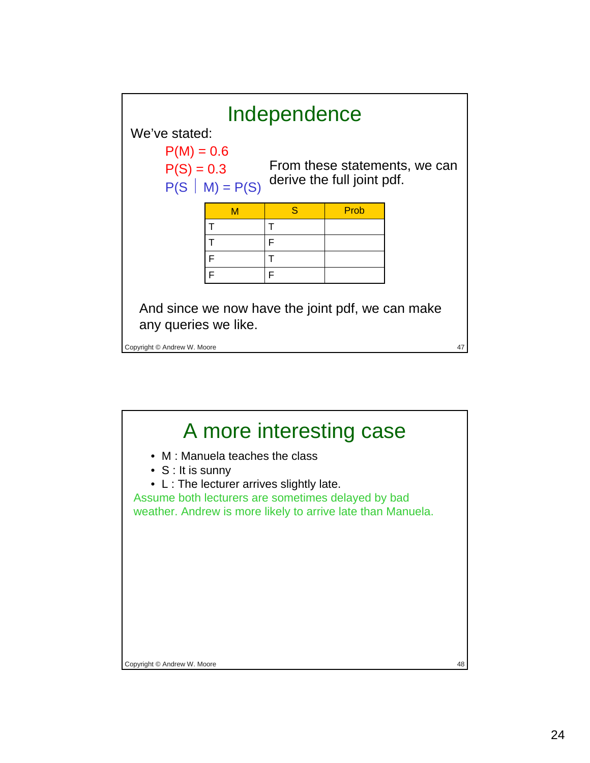## Independence

We've stated:

$P(M) = 0.6$

$P(S) = 0.3$

$P(S \mid M) = P(S)$

From these statements, we can derive the full joint pdf.

| M | S | Prob |
|---|---|---|
| T | T | |
| T | F | |
| F | T | |
| F | F | |

And since we now have the joint pdf, we can make any queries we like.

Copyright © Andrew W. Moore

## A more interesting case

- M : Manuela teaches the class
- S : It is sunny
- L : The lecturer arrives slightly late.

Assume both lecturers are sometimes delayed by bad weather. Andrew is more likely to arrive late than Manuela.

Copyright © Andrew W. Moore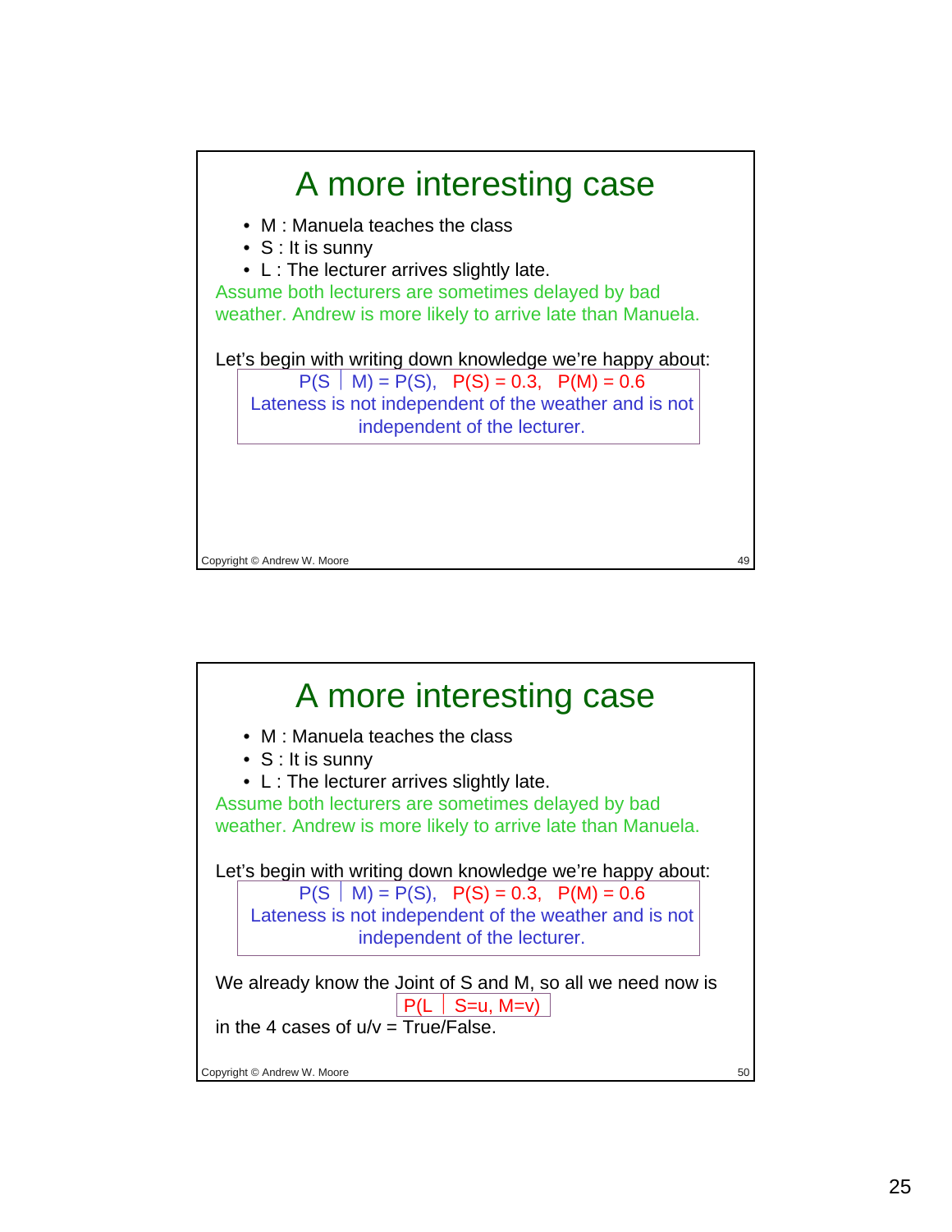## A more interesting case

- M : Manuela teaches the class
- S : It is sunny
- L : The lecturer arrives slightly late.

Assume both lecturers are sometimes delayed by bad weather. Andrew is more likely to arrive late than Manuela.

Let's begin with writing down knowledge we're happy about:

$P(S \mid M) = P(S)$, $P(S) = 0.3$, $P(M) = 0.6$

Lateness is not independent of the weather and is not independent of the lecturer.

## A more interesting case

- M : Manuela teaches the class
- S : It is sunny
- L : The lecturer arrives slightly late.

Assume both lecturers are sometimes delayed by bad weather. Andrew is more likely to arrive late than Manuela.

Let's begin with writing down knowledge we're happy about:

$P(S \mid M) = P(S)$, $P(S) = 0.3$, $P(M) = 0.6$

Lateness is not independent of the weather and is not independent of the lecturer.

We already know the Joint of S and M, so all we need now is

$P(L \mid S=u, M=v)$

in the 4 cases of u/v = True/False.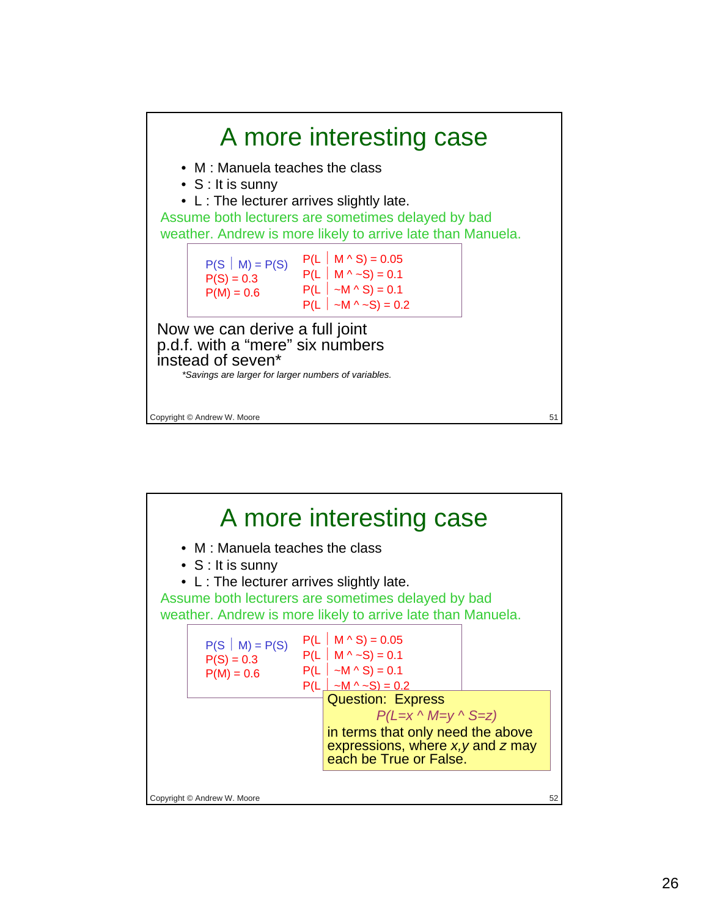## A more interesting case

- M : Manuela teaches the class
- S : It is sunny
- L : The lecturer arrives slightly late.

Assume both lecturers are sometimes delayed by bad weather. Andrew is more likely to arrive late than Manuela.

$P(S \mid M) = P(S)$
$P(S) = 0.3$
$P(M) = 0.6$

$P(L \mid M \wedge S) = 0.05$
$P(L \mid M \wedge \sim S) = 0.1$
$P(L \mid \sim M \wedge S) = 0.1$
$P(L \mid \sim M \wedge \sim S) = 0.2$

Now we can derive a full joint p.d.f. with a "mere" six numbers instead of seven*

*\*Savings are larger for larger numbers of variables.*

Copyright © Andrew W. Moore

## A more interesting case

- M : Manuela teaches the class
- S : It is sunny
- L : The lecturer arrives slightly late.

Assume both lecturers are sometimes delayed by bad weather. Andrew is more likely to arrive late than Manuela.

$P(S \mid M) = P(S)$
$P(S) = 0.3$
$P(M) = 0.6$

$P(L \mid M \wedge S) = 0.05$
$P(L \mid M \wedge \sim S) = 0.1$
$P(L \mid \sim M \wedge S) = 0.1$
$P(L \mid \sim M \wedge \sim S) = 0.2$

Question: Express

$P(L=x \wedge M=y \wedge S=z)$

in terms that only need the above expressions, where $x$,$y$ and $z$ may each be True or False.

Copyright © Andrew W. Moore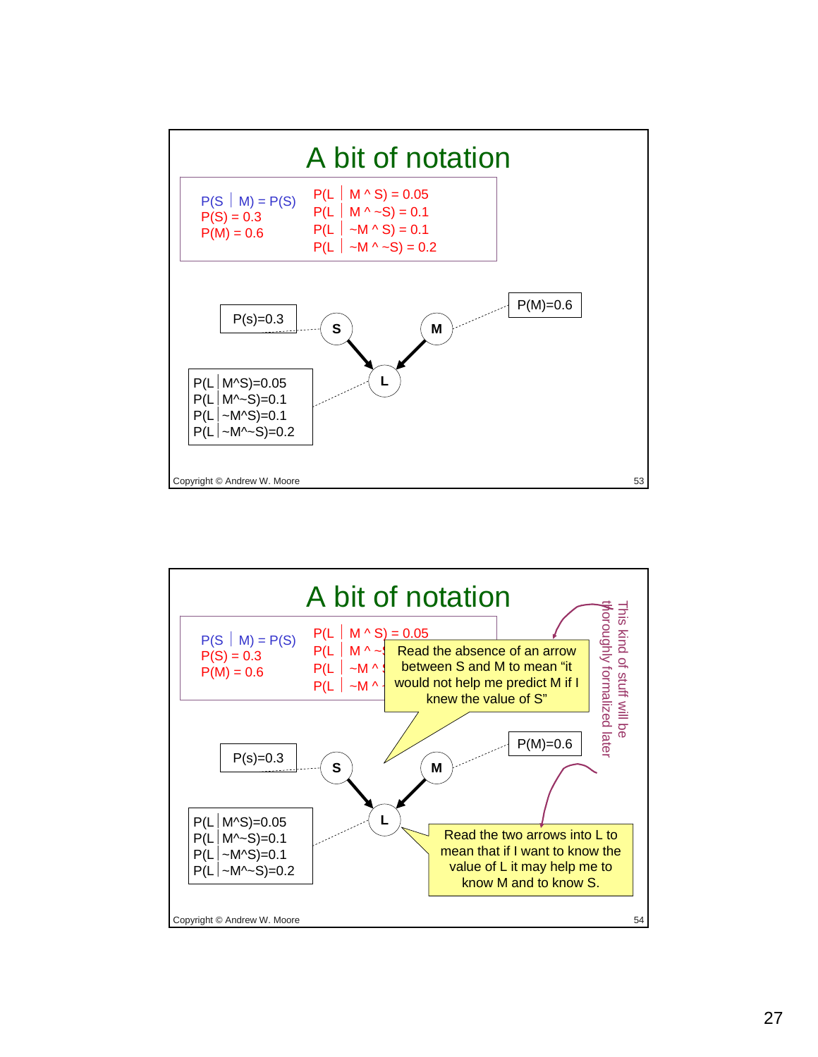# A bit of notation

P(S | M) = P(S)
P(S) = 0.3
P(M) = 0.6

P(L | M ^ S) = 0.05
P(L | M ^ ~S) = 0.1
P(L | ~M ^ S) = 0.1
P(L | ~M ^ ~S) = 0.2

P(s)=0.3

P(M)=0.6

S → L ← M

P(L | M^S)=0.05
P(L | M^~S)=0.1
P(L | ~M^S)=0.1
P(L | ~M^~S)=0.2

Copyright © Andrew W. Moore

# A bit of notation

P(S | M) = P(S)
P(S) = 0.3
P(M) = 0.6

P(L | M ^ S) = 0.05
P(L | M ^ ~S) = 0.1
P(L | ~M ^ S) = 0.1
P(L | ~M ^ ~S) = 0.2

Read the absence of an arrow between S and M to mean "it would not help me predict M if I knew the value of S"

This kind of stuff will be thoroughly formalized later

P(s)=0.3

P(M)=0.6

S → L ← M

P(L | M^S)=0.05
P(L | M^~S)=0.1
P(L | ~M^S)=0.1
P(L | ~M^~S)=0.2

Read the two arrows into L to mean that if I want to know the value of L it may help me to know M and to know S.

Copyright © Andrew W. Moore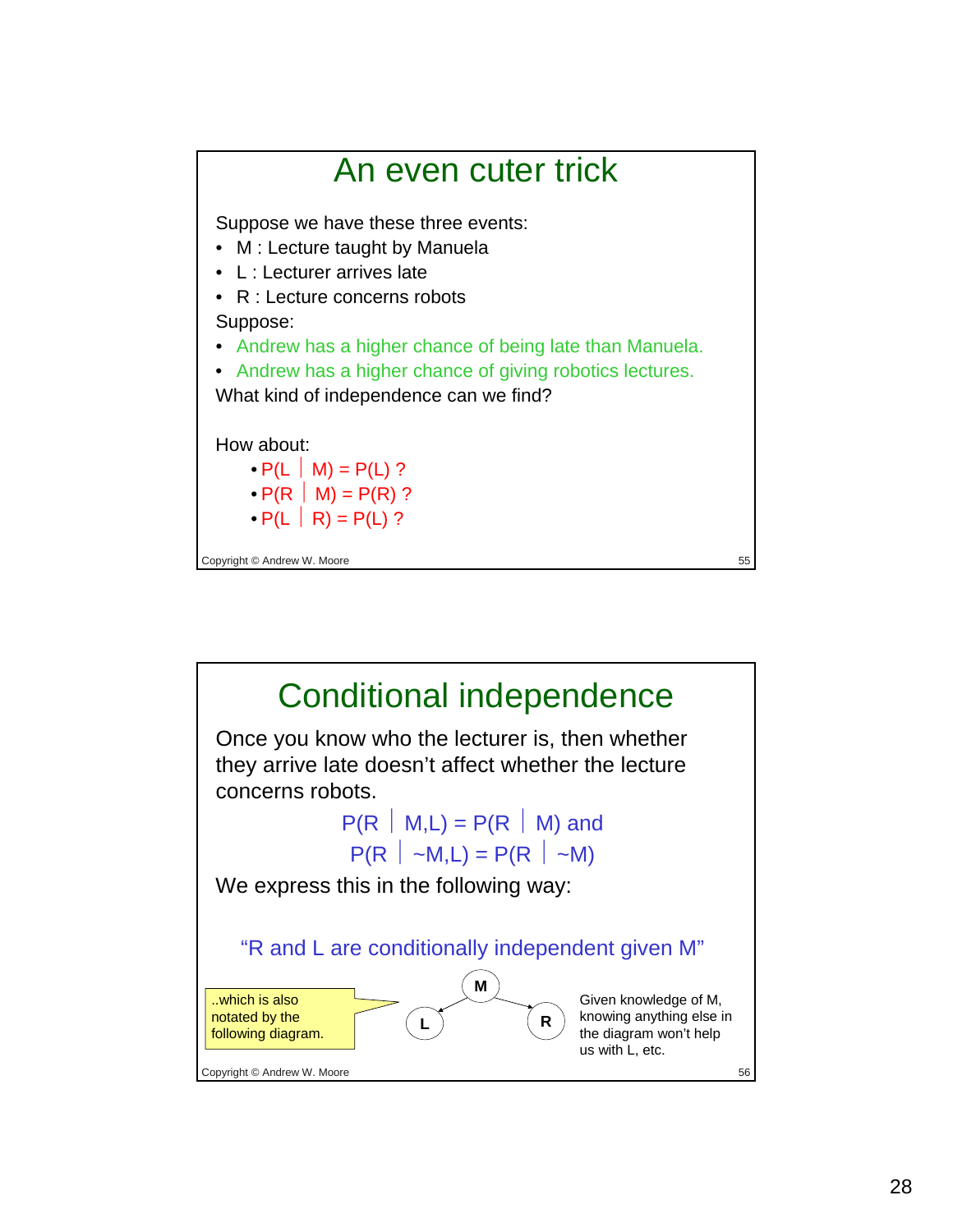# An even cuter trick

Suppose we have these three events:

- M : Lecture taught by Manuela
- L : Lecturer arrives late
- R : Lecture concerns robots

Suppose:

- Andrew has a higher chance of being late than Manuela.
- Andrew has a higher chance of giving robotics lectures.

What kind of independence can we find?

How about:

- $P(L \mid M) = P(L)$ ?
- $P(R \mid M) = P(R)$ ?
- $P(L \mid R) = P(L)$ ?

# Conditional independence

Once you know who the lecturer is, then whether they arrive late doesn't affect whether the lecture concerns robots.

$$P(R \mid M,L) = P(R \mid M) \text{ and}$$
$$P(R \mid \sim M,L) = P(R \mid \sim M)$$

We express this in the following way:

"R and L are conditionally independent given M"

..which is also notated by the following diagram.

M → L, M → R

Given knowledge of M, knowing anything else in the diagram won't help us with L, etc.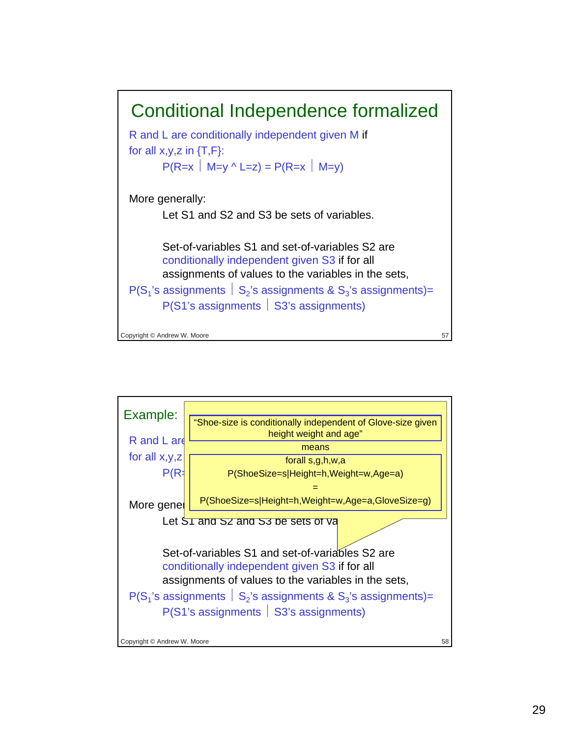# Conditional Independence formalized

R and L are conditionally independent given M if for all x,y,z in {T,F}:

$$P(R=x \mid M=y \wedge L=z) = P(R=x \mid M=y)$$

More generally:

Let S1 and S2 and S3 be sets of variables.

Set-of-variables S1 and set-of-variables S2 are conditionally independent given S3 if for all assignments of values to the variables in the sets,

$P(S_1\text{'s assignments} \mid S_2\text{'s assignments } \& \ S_3\text{'s assignments}) =$
$P(S1\text{'s assignments} \mid S3\text{'s assignments})$

---

## Example:

"Shoe-size is conditionally independent of Glove-size given height weight and age"

means

forall s,g,h,w,a

P(ShoeSize=s|Height=h,Weight=w,Age=a)

=

P(ShoeSize=s|Height=h,Weight=w,Age=a,GloveSize=g)

R and L are conditionally independent given M if for all x,y,z in {T,F}:

$$P(R=x \mid M=y \wedge L=z) = P(R=x \mid M=y)$$

More generally:

Let S1 and S2 and S3 be sets of variables.

Set-of-variables S1 and set-of-variables S2 are conditionally independent given S3 if for all assignments of values to the variables in the sets,

$P(S_1\text{'s assignments} \mid S_2\text{'s assignments } \& \ S_3\text{'s assignments}) =$
$P(S1\text{'s assignments} \mid S3\text{'s assignments})$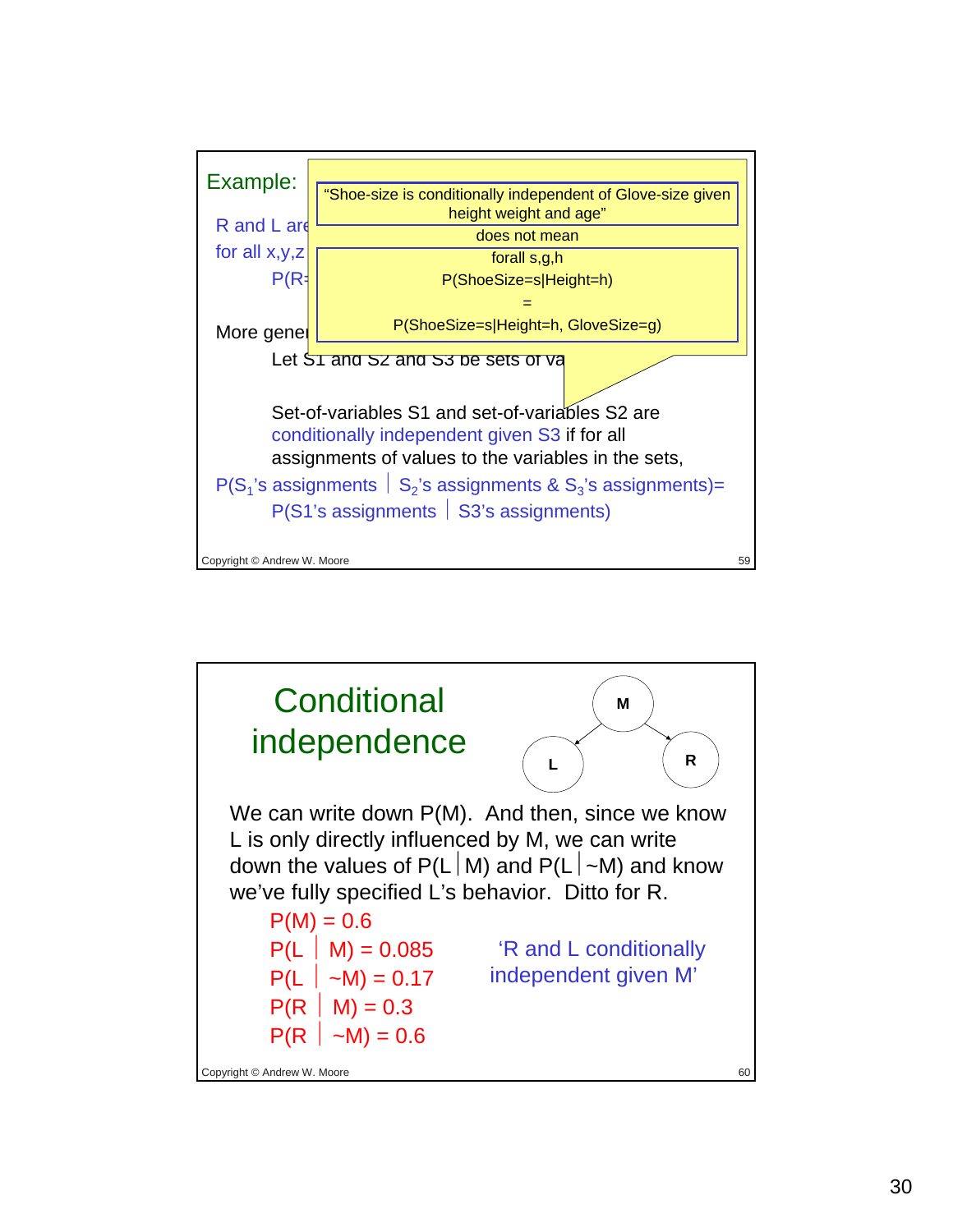## Example:

R and L are ...
for all x,y,z
P(R= ...

> "Shoe-size is conditionally independent of Glove-size given height weight and age"
>
> does not mean
>
> forall s,g,h
> P(ShoeSize=s|Height=h)
> =
> P(ShoeSize=s|Height=h, GloveSize=g)

More gener...

Let S1 and S2 and S3 be sets of va...

Set-of-variables S1 and set-of-variables S2 are conditionally independent given S3 if for all assignments of values to the variables in the sets,

$P(S_1\text{'s assignments} \mid S_2\text{'s assignments} \ \& \ S_3\text{'s assignments})=$
$P(S1\text{'s assignments} \mid S3\text{'s assignments})$

Copyright © Andrew W. Moore

---

## Conditional independence

(Diagram: M → L, M → R)

We can write down P(M). And then, since we know L is only directly influenced by M, we can write down the values of $P(L \mid M)$ and $P(L \mid \sim M)$ and know we've fully specified L's behavior. Ditto for R.

$P(M) = 0.6$
$P(L \mid M) = 0.085$
$P(L \mid \sim M) = 0.17$
$P(R \mid M) = 0.3$
$P(R \mid \sim M) = 0.6$

'R and L conditionally independent given M'

Copyright © Andrew W. Moore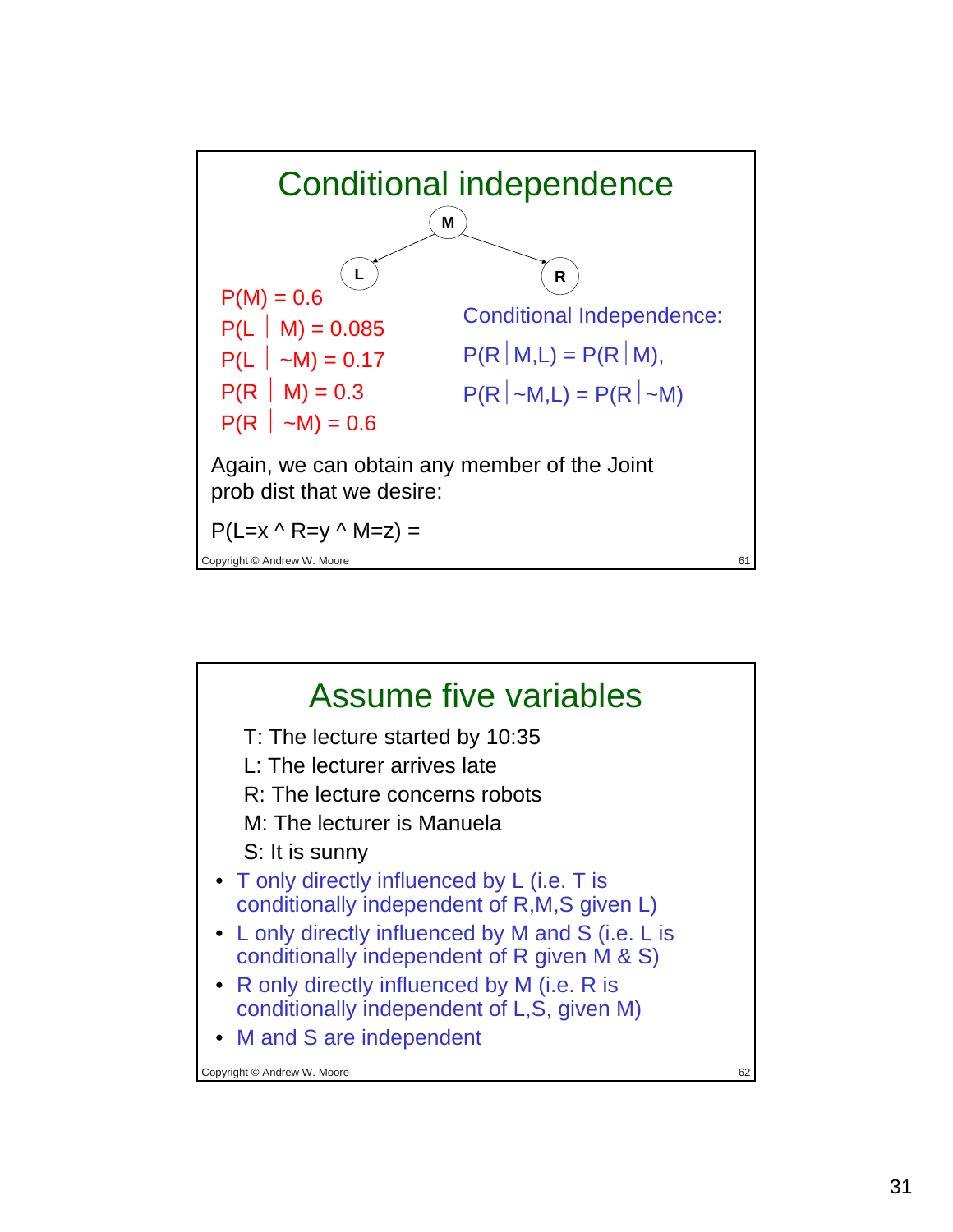## Conditional independence

M → L, M → R

$P(M) = 0.6$

$P(L \mid M) = 0.085$

$P(L \mid \sim M) = 0.17$

$P(R \mid M) = 0.3$

$P(R \mid \sim M) = 0.6$

Conditional Independence:

$P(R \mid M,L) = P(R \mid M)$,

$P(R \mid \sim M,L) = P(R \mid \sim M)$

Again, we can obtain any member of the Joint prob dist that we desire:

$P(L=x \wedge R=y \wedge M=z) =$

Copyright © Andrew W. Moore

## Assume five variables

T: The lecture started by 10:35

L: The lecturer arrives late

R: The lecture concerns robots

M: The lecturer is Manuela

S: It is sunny

- T only directly influenced by L (i.e. T is conditionally independent of R,M,S given L)
- L only directly influenced by M and S (i.e. L is conditionally independent of R given M & S)
- R only directly influenced by M (i.e. R is conditionally independent of L,S, given M)
- M and S are independent

Copyright © Andrew W. Moore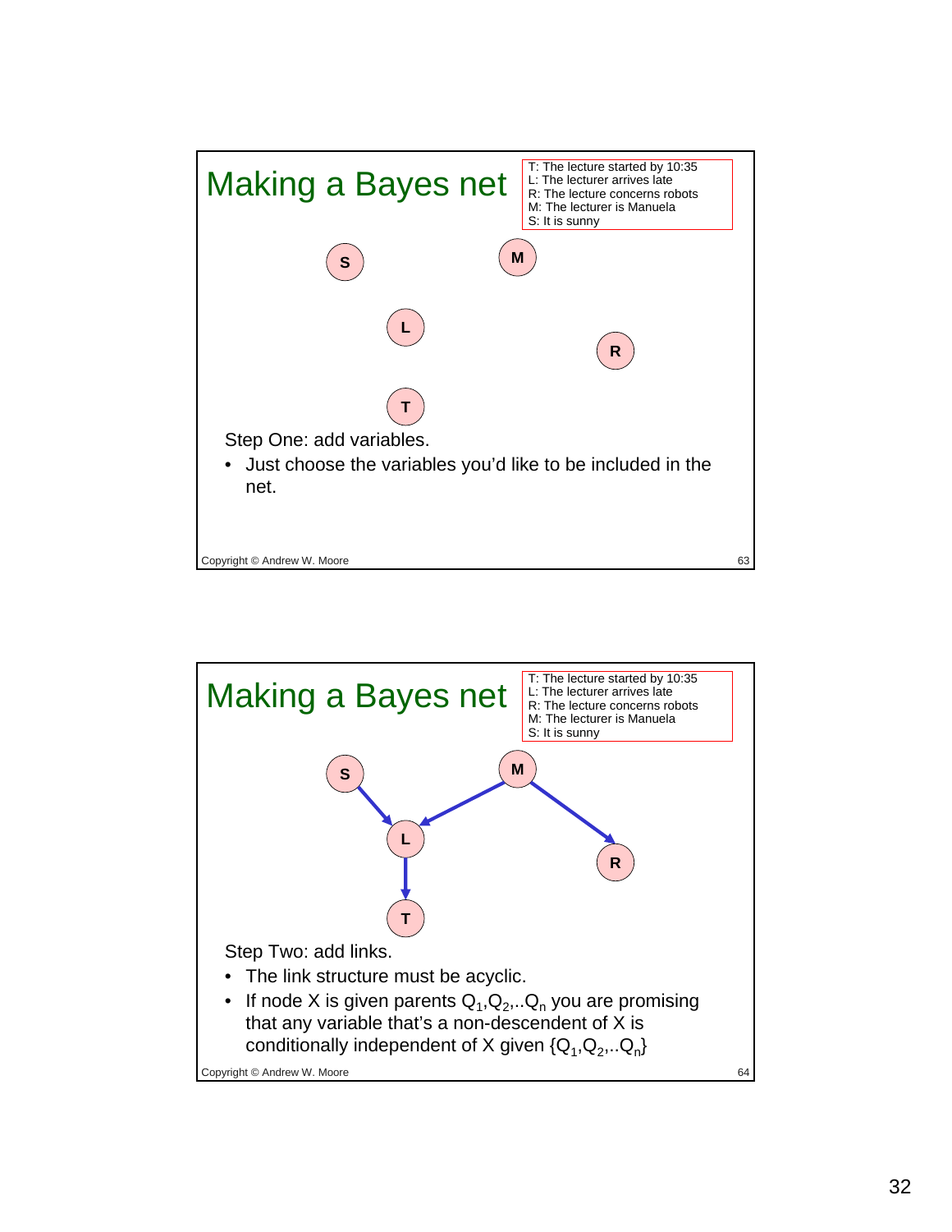# Making a Bayes net

T: The lecture started by 10:35
L: The lecturer arrives late
R: The lecture concerns robots
M: The lecturer is Manuela
S: It is sunny

Step One: add variables.

- Just choose the variables you'd like to be included in the net.

# Making a Bayes net

T: The lecture started by 10:35
L: The lecturer arrives late
R: The lecture concerns robots
M: The lecturer is Manuela
S: It is sunny

Step Two: add links.

- The link structure must be acyclic.
- If node X is given parents $Q_1, Q_2, ..Q_n$ you are promising that any variable that's a non-descendent of X is conditionally independent of X given $\{Q_1, Q_2, ..Q_n\}$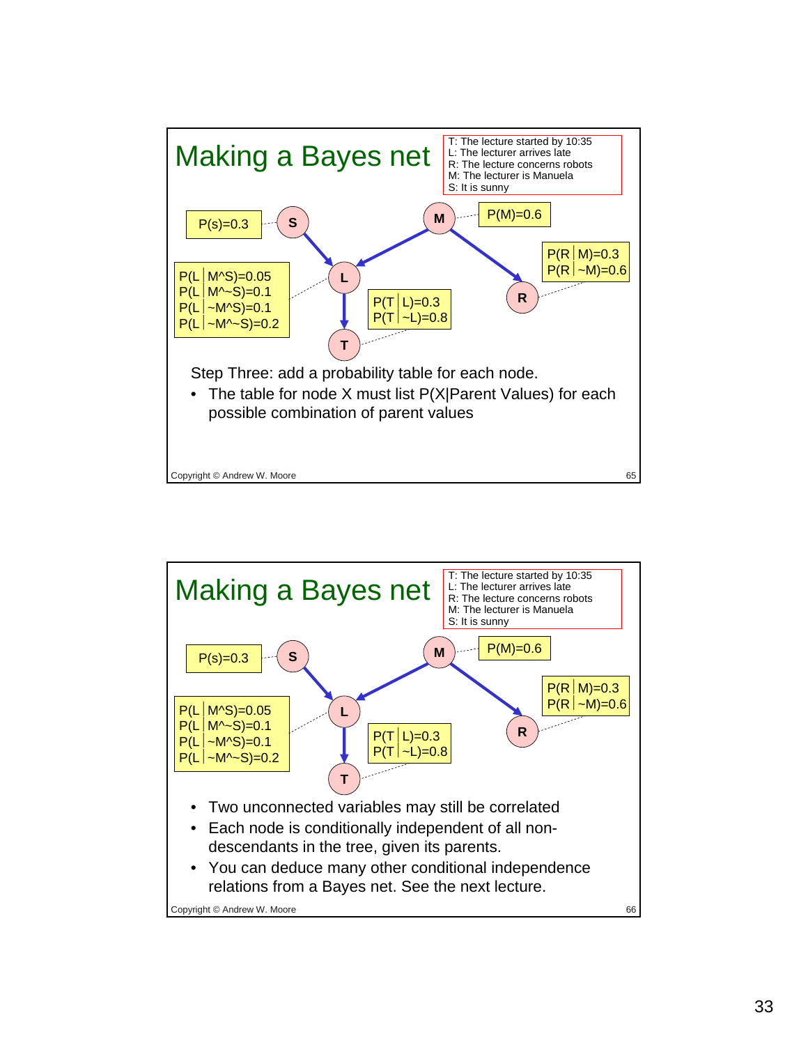## Making a Bayes net

T: The lecture started by 10:35
L: The lecturer arrives late
R: The lecture concerns robots
M: The lecturer is Manuela
S: It is sunny

$P(s)=0.3$

$P(M)=0.6$

$P(L|M\wedge S)=0.05$
$P(L|M\wedge \sim S)=0.1$
$P(L|\sim M\wedge S)=0.1$
$P(L|\sim M\wedge \sim S)=0.2$

$P(T|L)=0.3$
$P(T|\sim L)=0.8$

$P(R|M)=0.3$
$P(R|\sim M)=0.6$

Step Three: add a probability table for each node.

- The table for node X must list P(X|Parent Values) for each possible combination of parent values

Copyright © Andrew W. Moore

## Making a Bayes net

T: The lecture started by 10:35
L: The lecturer arrives late
R: The lecture concerns robots
M: The lecturer is Manuela
S: It is sunny

$P(s)=0.3$

$P(M)=0.6$

$P(L|M\wedge S)=0.05$
$P(L|M\wedge \sim S)=0.1$
$P(L|\sim M\wedge S)=0.1$
$P(L|\sim M\wedge \sim S)=0.2$

$P(T|L)=0.3$
$P(T|\sim L)=0.8$

$P(R|M)=0.3$
$P(R|\sim M)=0.6$

- Two unconnected variables may still be correlated
- Each node is conditionally independent of all non-descendants in the tree, given its parents.
- You can deduce many other conditional independence relations from a Bayes net. See the next lecture.

Copyright © Andrew W. Moore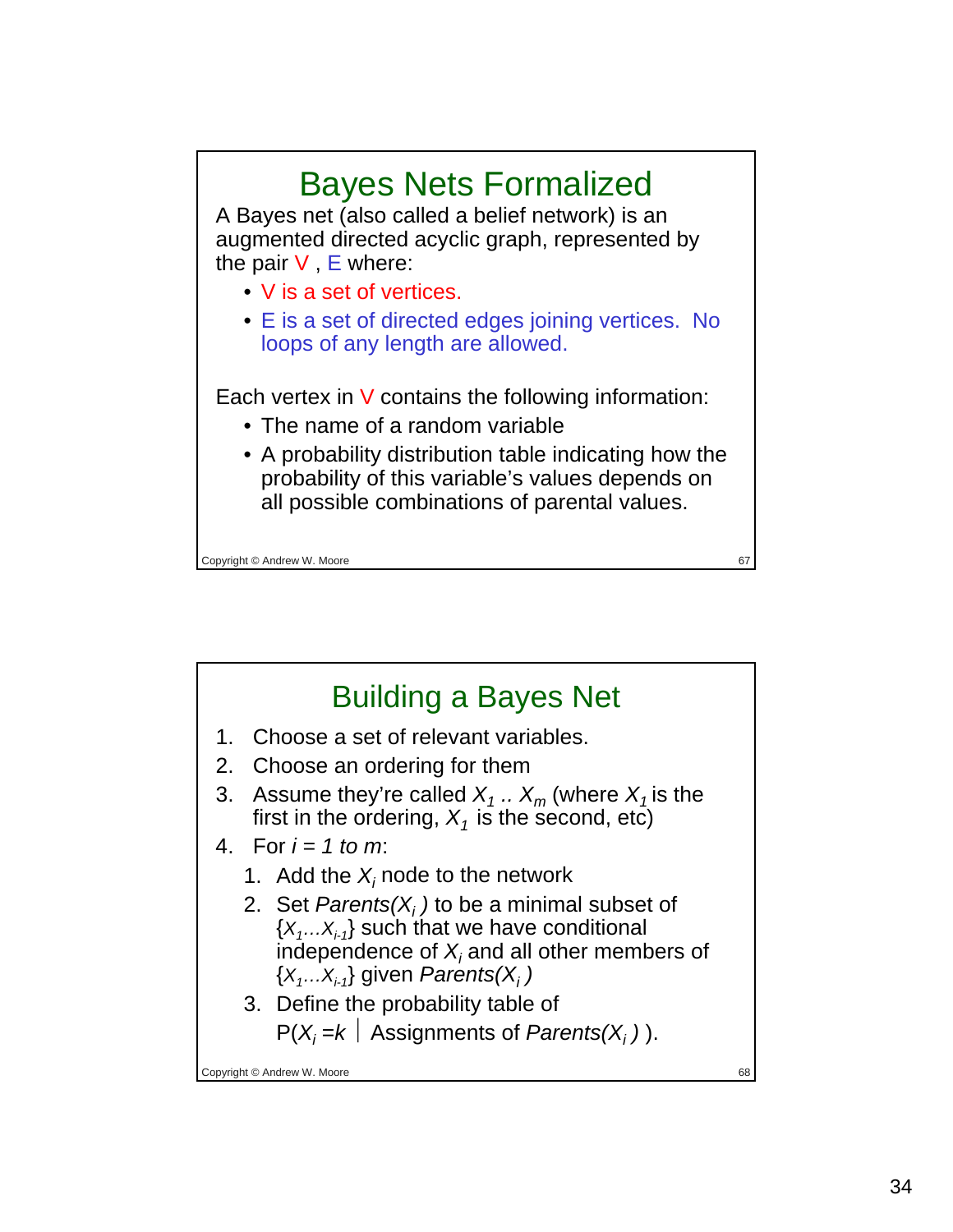## Bayes Nets Formalized

A Bayes net (also called a belief network) is an augmented directed acyclic graph, represented by the pair V , E where:

- V is a set of vertices.
- E is a set of directed edges joining vertices. No loops of any length are allowed.

Each vertex in V contains the following information:

- The name of a random variable
- A probability distribution table indicating how the probability of this variable's values depends on all possible combinations of parental values.

## Building a Bayes Net

1. Choose a set of relevant variables.
2. Choose an ordering for them
3. Assume they're called $X_1$ .. $X_m$ (where $X_1$ is the first in the ordering, $X_1$ is the second, etc)
4. For $i = 1$ *to* $m$:
   1. Add the $X_i$ node to the network
   2. Set *Parents*($X_i$ ) to be a minimal subset of $\{X_1 \ldots X_{i-1}\}$ such that we have conditional independence of $X_i$ and all other members of $\{X_1 \ldots X_{i-1}\}$ given *Parents*($X_i$ )
   3. Define the probability table of $P(X_i = k \mid \text{Assignments of } Parents(X_i))$.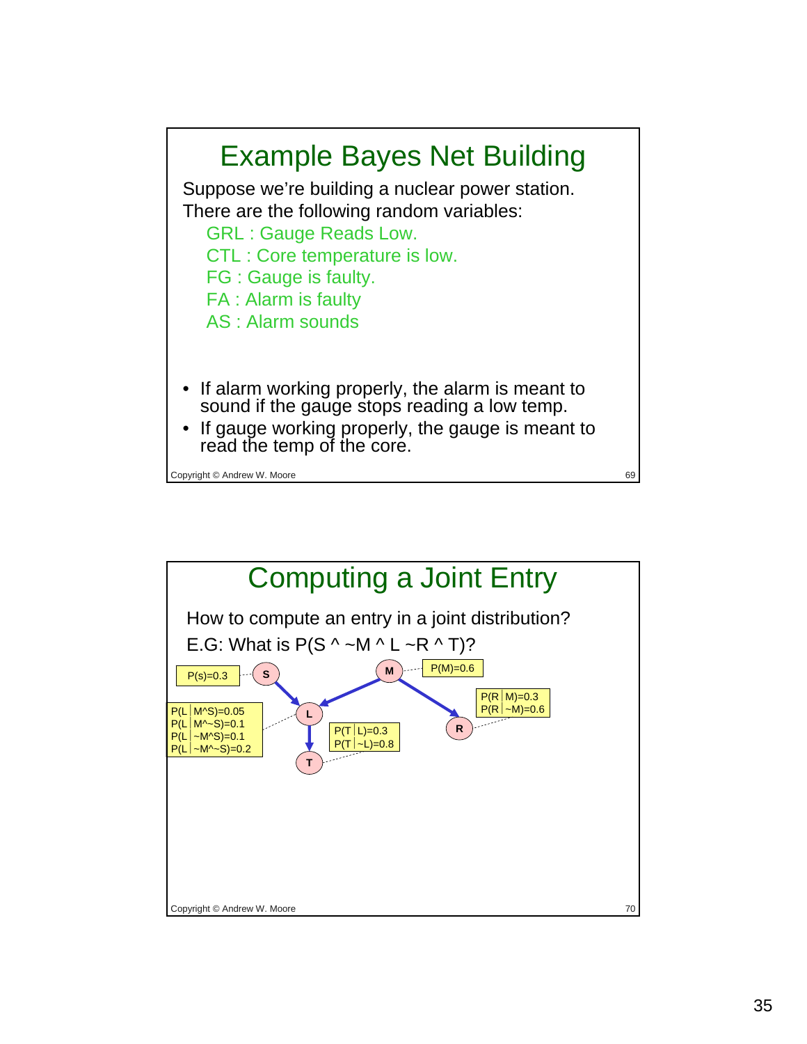## Example Bayes Net Building

Suppose we're building a nuclear power station. There are the following random variables:

GRL : Gauge Reads Low.
CTL : Core temperature is low.
FG : Gauge is faulty.
FA : Alarm is faulty
AS : Alarm sounds

- If alarm working properly, the alarm is meant to sound if the gauge stops reading a low temp.
- If gauge working properly, the gauge is meant to read the temp of the core.

Copyright © Andrew W. Moore

## Computing a Joint Entry

How to compute an entry in a joint distribution?

E.G: What is P(S ^ ~M ^ L ~R ^ T)?

P(s)=0.3

P(M)=0.6

P(L│M^S)=0.05
P(L│M^~S)=0.1
P(L│~M^S)=0.1
P(L│~M^~S)=0.2

P(T│L)=0.3
P(T│~L)=0.8

P(R│M)=0.3
P(R│~M)=0.6

S, M, L, T, R

Copyright © Andrew W. Moore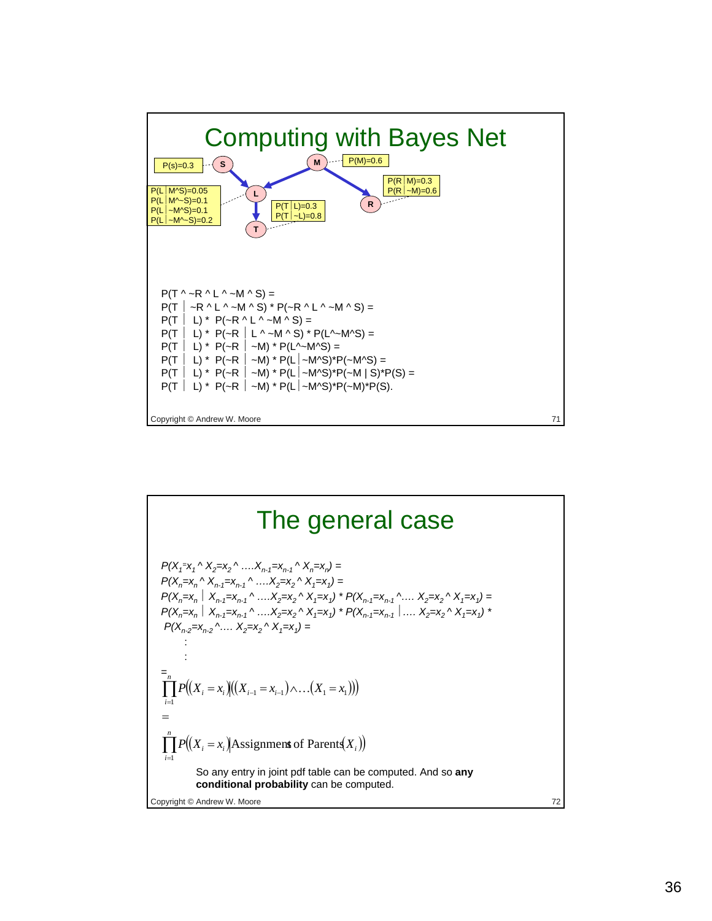# Computing with Bayes Net

P(s)=0.3

P(M)=0.6

P(L|M^S)=0.05
P(L|M^~S)=0.1
P(L|~M^S)=0.1
P(L|~M^~S)=0.2

P(T|L)=0.3
P(T|~L)=0.8

P(R|M)=0.3
P(R|~M)=0.6

P(T ^ ~R ^ L ^ ~M ^ S) =
P(T | ~R ^ L ^ ~M ^ S) * P(~R ^ L ^ ~M ^ S) =
P(T | L) * P(~R ^ L ^ ~M ^ S) =
P(T | L) * P(~R | L ^ ~M ^ S) * P(L^~M^S) =
P(T | L) * P(~R | ~M) * P(L^~M^S) =
P(T | L) * P(~R | ~M) * P(L|~M^S)*P(~M^S) =
P(T | L) * P(~R | ~M) * P(L|~M^S)*P(~M | S)*P(S) =
P(T | L) * P(~R | ~M) * P(L|~M^S)*P(~M)*P(S).

# The general case

$P(X_1=x_1 \wedge X_2=x_2 \wedge \ldots X_{n-1}=x_{n-1} \wedge X_n=x_n) =$
$P(X_n=x_n \wedge X_{n-1}=x_{n-1} \wedge \ldots X_2=x_2 \wedge X_1=x_1) =$
$P(X_n=x_n \mid X_{n-1}=x_{n-1} \wedge \ldots X_2=x_2 \wedge X_1=x_1) * P(X_{n-1}=x_{n-1} \wedge \ldots X_2=x_2 \wedge X_1=x_1) =$
$P(X_n=x_n \mid X_{n-1}=x_{n-1} \wedge \ldots X_2=x_2 \wedge X_1=x_1) * P(X_{n-1}=x_{n-1} \mid \ldots X_2=x_2 \wedge X_1=x_1) *$
$P(X_{n-2}=x_{n-2} \wedge \ldots X_2=x_2 \wedge X_1=x_1) =$

:

:

$$= \prod_{i=1}^{n} P\big((X_i = x_i) \big| ((X_{i-1} = x_{i-1}) \wedge \ldots (X_1 = x_1))\big)$$

$$= \prod_{i=1}^{n} P\big((X_i = x_i) \big| \text{Assignments of Parents}(X_i)\big)$$

So any entry in joint pdf table can be computed. And so **any conditional probability** can be computed.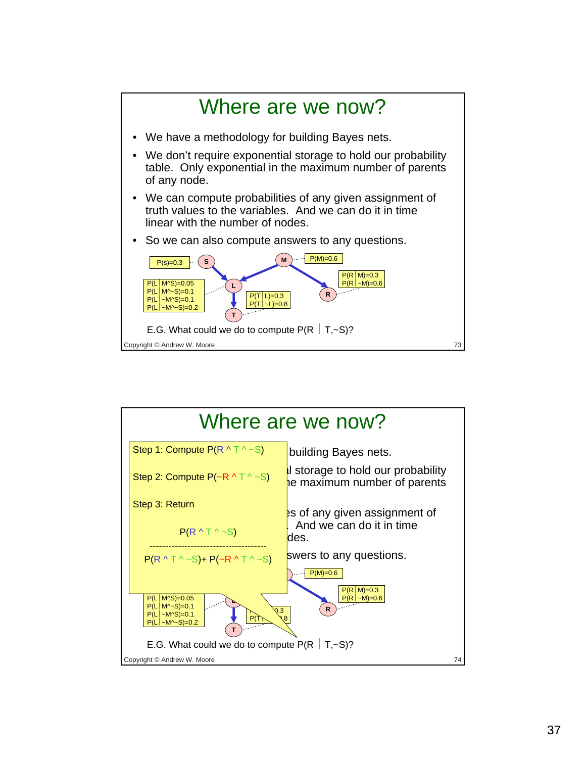## Where are we now?

- We have a methodology for building Bayes nets.
- We don't require exponential storage to hold our probability table. Only exponential in the maximum number of parents of any node.
- We can compute probabilities of any given assignment of truth values to the variables. And we can do it in time linear with the number of nodes.
- So we can also compute answers to any questions.

P(s)=0.3

P(M)=0.6

P(L | M^S)=0.05
P(L | M^~S)=0.1
P(L | ~M^S)=0.1
P(L | ~M^~S)=0.2

P(T | L)=0.3
P(T | ~L)=0.8

P(R | M)=0.3
P(R | ~M)=0.6

E.G. What could we do to compute P(R | T,~S)?

Copyright © Andrew W. Moore

---

## Where are we now?

Step 1: Compute P(R ^ T ^ ~S)

Step 2: Compute P(~R ^ T ^ ~S)

Step 3: Return

$$\frac{P(R \wedge T \wedge \sim S)}{P(R \wedge T \wedge \sim S) + P(\sim R \wedge T \wedge \sim S)}$$

- We have a methodology for building Bayes nets.
- We don't require exponential storage to hold our probability table. Only exponential in the maximum number of parents of any node.
- We can compute probabilities of any given assignment of truth values to the variables. And we can do it in time linear with the number of nodes.
- So we can also compute answers to any questions.

P(M)=0.6

P(L | M^S)=0.05
P(L | M^~S)=0.1
P(L | ~M^S)=0.1
P(L | ~M^~S)=0.2

P(T | L)=0.3
P(T | ~L)=0.8

P(R | M)=0.3
P(R | ~M)=0.6

E.G. What could we do to compute P(R | T,~S)?

Copyright © Andrew W. Moore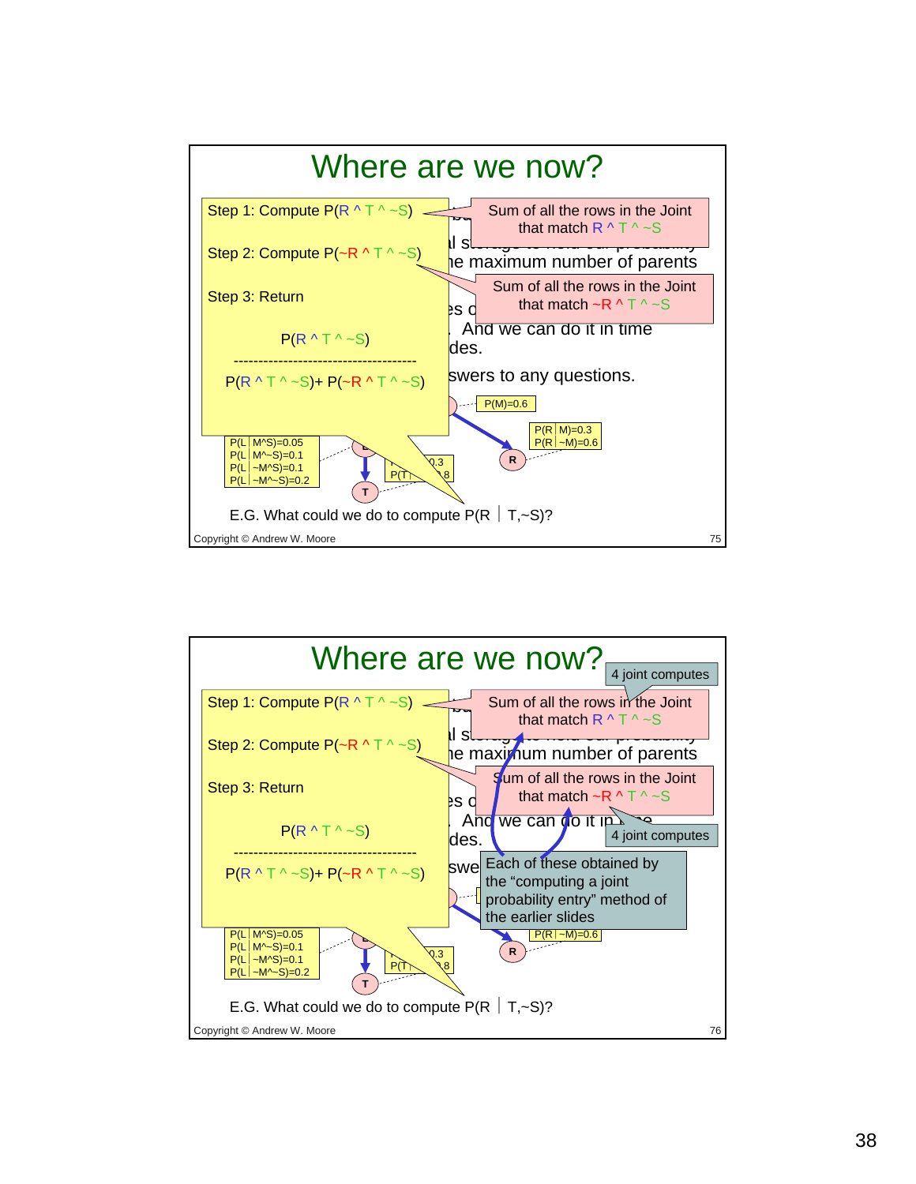# Where are we now?

Step 1: Compute P(R ^ T ^ ~S)

Step 2: Compute P(~R ^ T ^ ~S)

Step 3: Return

$$\frac{P(R \wedge T \wedge \sim S)}{P(R \wedge T \wedge \sim S) + P(\sim R \wedge T \wedge \sim S)}$$

Sum of all the rows in the Joint that match R ^ T ^ ~S

Sum of all the rows in the Joint that match ~R ^ T ^ ~S

P(M)=0.6

P(R | M)=0.3
P(R | ~M)=0.6

P(L | M^S)=0.05
P(L | M^~S)=0.1
P(L | ~M^S)=0.1
P(L | ~M^~S)=0.2

E.G. What could we do to compute P(R | T,~S)?

Copyright © Andrew W. Moore

# Where are we now?

Step 1: Compute P(R ^ T ^ ~S)

Step 2: Compute P(~R ^ T ^ ~S)

Step 3: Return

$$\frac{P(R \wedge T \wedge \sim S)}{P(R \wedge T \wedge \sim S) + P(\sim R \wedge T \wedge \sim S)}$$

4 joint computes

Sum of all the rows in the Joint that match R ^ T ^ ~S

Sum of all the rows in the Joint that match ~R ^ T ^ ~S

4 joint computes

Each of these obtained by the "computing a joint probability entry" method of the earlier slides

P(R | ~M)=0.6

P(L | M^S)=0.05
P(L | M^~S)=0.1
P(L | ~M^S)=0.1
P(L | ~M^~S)=0.2

E.G. What could we do to compute P(R | T,~S)?

Copyright © Andrew W. Moore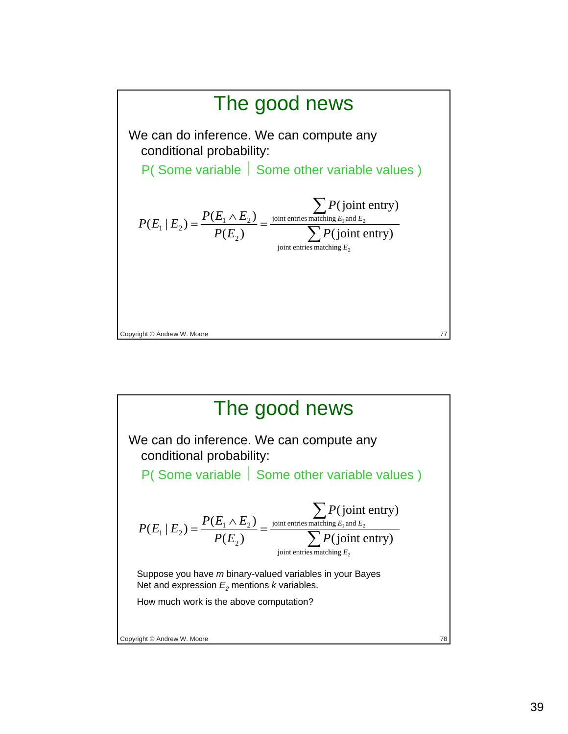## The good news

We can do inference. We can compute any conditional probability:

P( Some variable | Some other variable values )

$$P(E_1 \mid E_2) = \frac{P(E_1 \wedge E_2)}{P(E_2)} = \frac{\sum_{\text{joint entries matching } E_1 \text{ and } E_2} P(\text{joint entry})}{\sum_{\text{joint entries matching } E_2} P(\text{joint entry})}$$

Copyright © Andrew W. Moore

## The good news

We can do inference. We can compute any conditional probability:

P( Some variable | Some other variable values )

$$P(E_1 \mid E_2) = \frac{P(E_1 \wedge E_2)}{P(E_2)} = \frac{\sum_{\text{joint entries matching } E_1 \text{ and } E_2} P(\text{joint entry})}{\sum_{\text{joint entries matching } E_2} P(\text{joint entry})}$$

Suppose you have $m$ binary-valued variables in your Bayes Net and expression $E_2$ mentions $k$ variables.

How much work is the above computation?

Copyright © Andrew W. Moore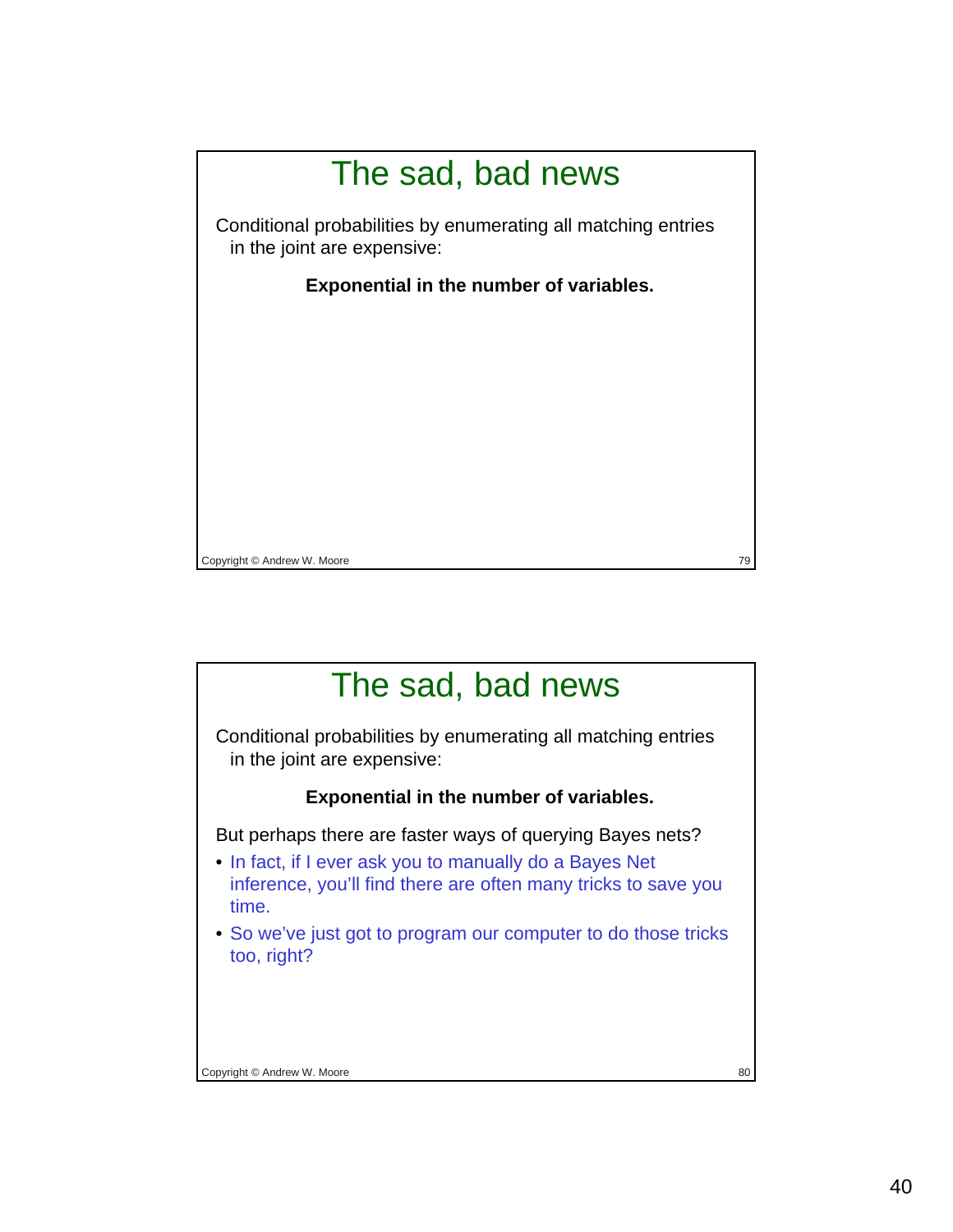## The sad, bad news

Conditional probabilities by enumerating all matching entries in the joint are expensive:

**Exponential in the number of variables.**

## The sad, bad news

Conditional probabilities by enumerating all matching entries in the joint are expensive:

**Exponential in the number of variables.**

But perhaps there are faster ways of querying Bayes nets?

- In fact, if I ever ask you to manually do a Bayes Net inference, you'll find there are often many tricks to save you time.
- So we've just got to program our computer to do those tricks too, right?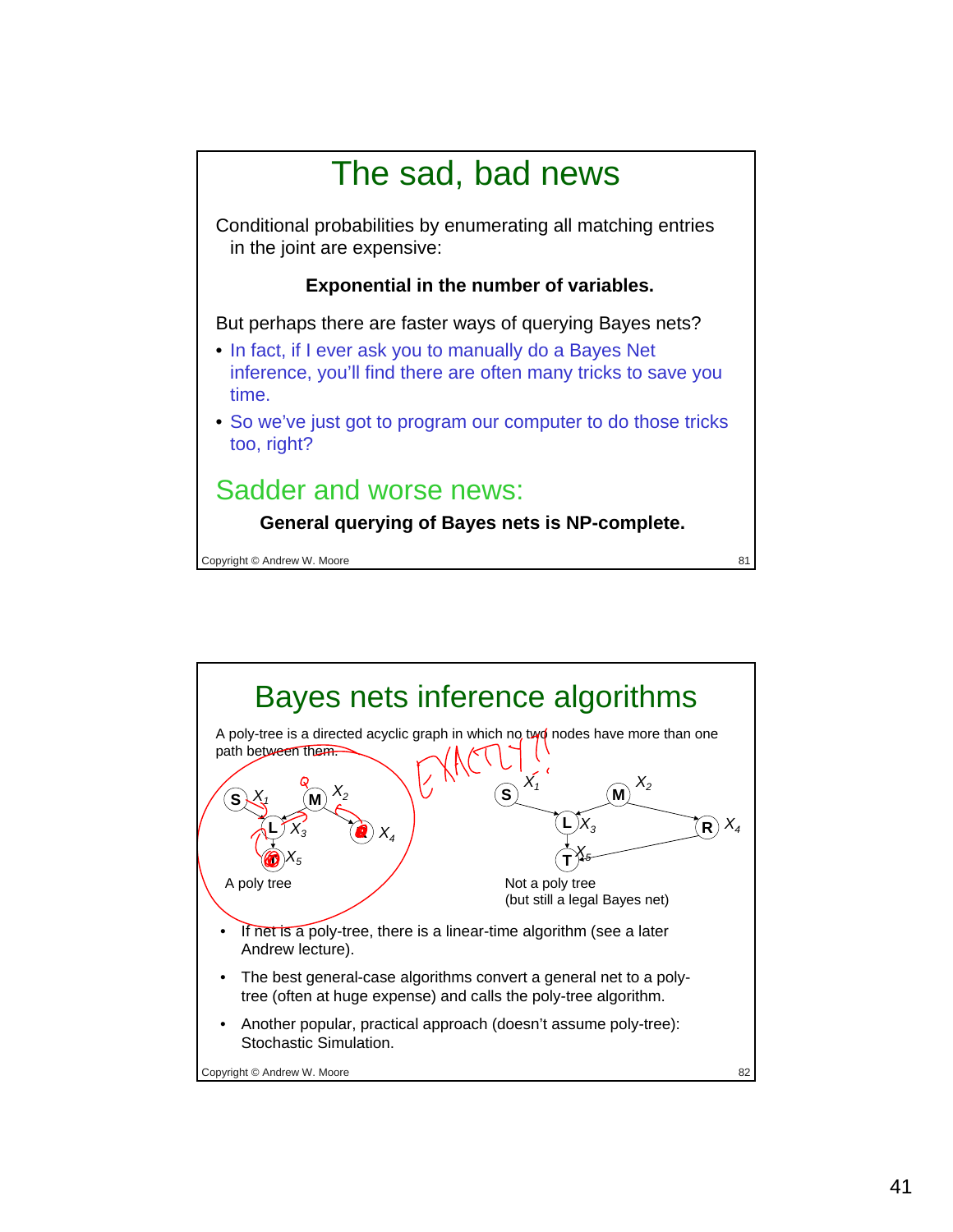# The sad, bad news

Conditional probabilities by enumerating all matching entries in the joint are expensive:

**Exponential in the number of variables.**

But perhaps there are faster ways of querying Bayes nets?

- In fact, if I ever ask you to manually do a Bayes Net inference, you'll find there are often many tricks to save you time.
- So we've just got to program our computer to do those tricks too, right?

## Sadder and worse news:

**General querying of Bayes nets is NP-complete.**

# Bayes nets inference algorithms

A poly-tree is a directed acyclic graph in which no two nodes have more than one path between them. EXACTLY!

A poly tree: S ($X_1$), M ($X_2$), L ($X_3$), R ($X_4$), T ($X_5$)

Not a poly tree (but still a legal Bayes net): S ($X_1$), M ($X_2$), L ($X_3$), R ($X_4$), T ($X_5$)

- If net is a poly-tree, there is a linear-time algorithm (see a later Andrew lecture).
- The best general-case algorithms convert a general net to a poly-tree (often at huge expense) and calls the poly-tree algorithm.
- Another popular, practical approach (doesn't assume poly-tree): Stochastic Simulation.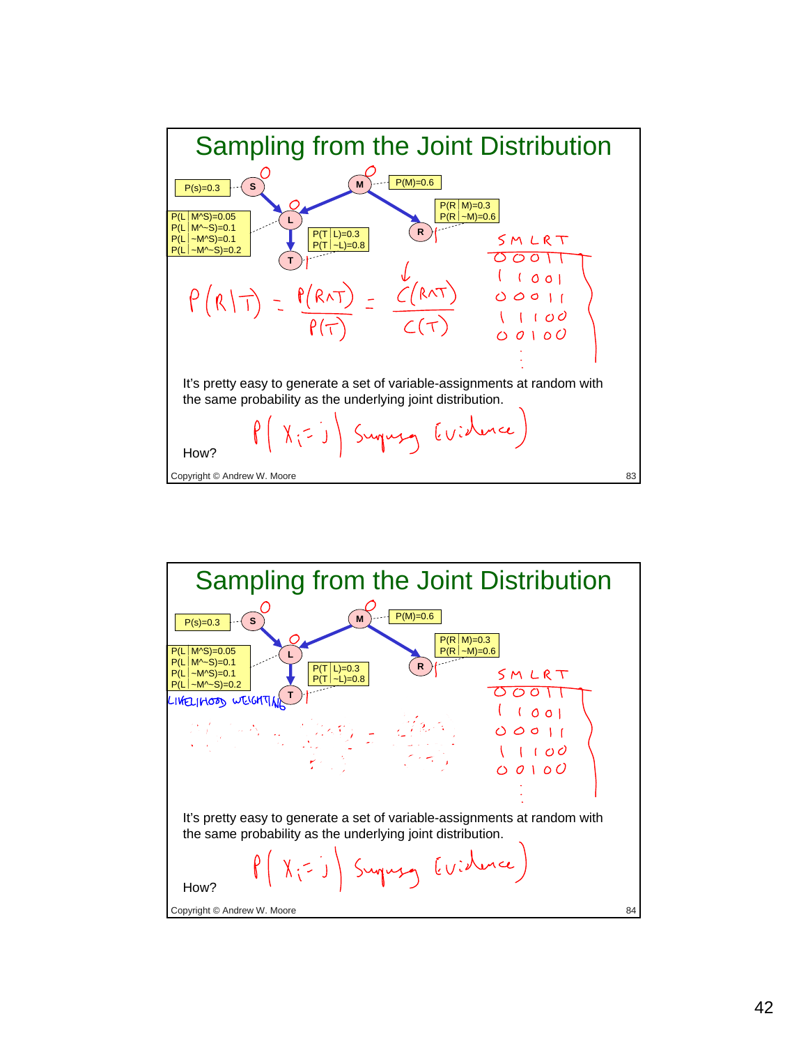## Sampling from the Joint Distribution

P(s)=0.3

P(M)=0.6

P(L|M^S)=0.05
P(L|M^~S)=0.1
P(L|~M^S)=0.1
P(L|~M^~S)=0.2

P(T|L)=0.3
P(T|~L)=0.8

P(R|M)=0.3
P(R|~M)=0.6

$$P(R \mid T) = \frac{P(R \wedge T)}{P(T)} = \frac{C(R \wedge T)}{C(T)}$$

| S | M | L | R | T |
|---|---|---|---|---|
| 0 | 0 | 0 | 1 | 1 |
| 1 | 1 | 0 | 0 | 1 |
| 0 | 0 | 0 | 1 | 1 |
| 1 | 1 | 1 | 0 | 0 |
| 0 | 0 | 1 | 0 | 0 |
| ⋮ | | | | |

It's pretty easy to generate a set of variable-assignments at random with the same probability as the underlying joint distribution.

$P(X_i = j \mid \text{Supplying Evidence})$

How?

Copyright © Andrew W. Moore

## Sampling from the Joint Distribution

P(s)=0.3

P(M)=0.6

P(L|M^S)=0.05
P(L|M^~S)=0.1
P(L|~M^S)=0.1
P(L|~M^~S)=0.2

P(T|L)=0.3
P(T|~L)=0.8

P(R|M)=0.3
P(R|~M)=0.6

LIKELIHOOD WEIGHTING

| S | M | L | R | T |
|---|---|---|---|---|
| 0 | 0 | 0 | 1 | 1 |
| 1 | 1 | 0 | 0 | 1 |
| 0 | 0 | 0 | 1 | 1 |
| 1 | 1 | 1 | 0 | 0 |
| 0 | 0 | 1 | 0 | 0 |
| ⋮ | | | | |

It's pretty easy to generate a set of variable-assignments at random with the same probability as the underlying joint distribution.

$P(X_i = j \mid \text{Supplying Evidence})$

How?

Copyright © Andrew W. Moore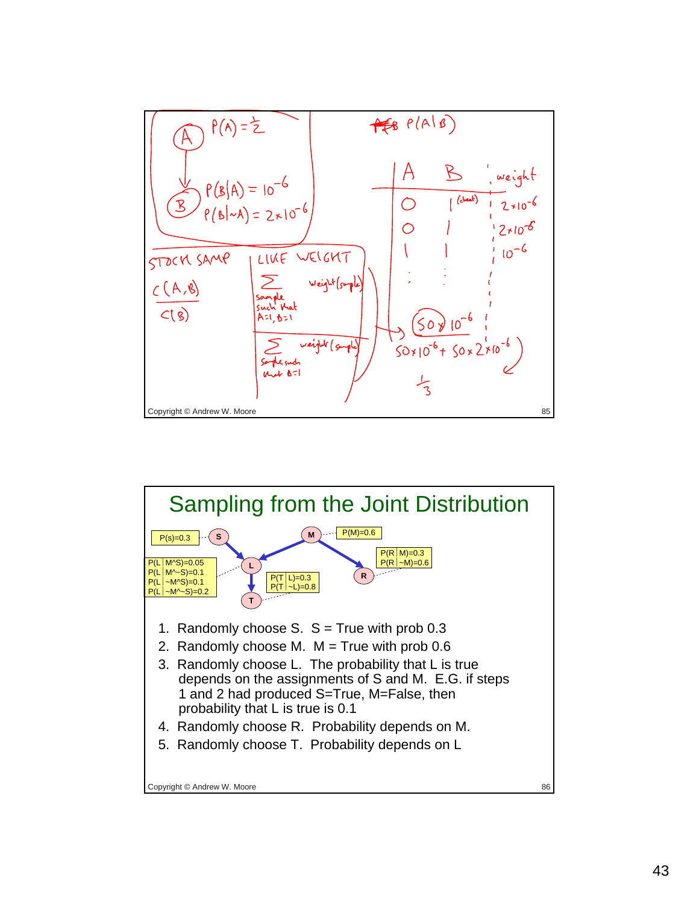$P(A) = \frac{1}{2}$

$P(B|A) = 10^{-6}$

$P(B|\sim A) = 2 \times 10^{-6}$

$P(A|B)$

| A | B | weight |
|---|---|---|
| 0 | 1 (cheat) | $2 \times 10^{-6}$ |
| 0 | 1 | $2 \times 10^{-6}$ |
| 1 | 1 | $10^{-6}$ |
| ⋮ | ⋮ | |

STOCH SAMP

$$\frac{c(A,B)}{c(B)}$$

LIKE WEIGHT

$$\frac{\sum_{\text{sample such that } A=1, B=1} \text{weight(sample)}}{\sum_{\text{sample such that } B=1} \text{weight(sample)}}$$

$$\frac{50 \times 10^{-6}}{50 \times 10^{-6} + 50 \times 2 \times 10^{-6}} = \frac{1}{3}$$

# Sampling from the Joint Distribution

P(s)=0.3

P(M)=0.6

P(L | M^S)=0.05
P(L | M^~S)=0.1
P(L | ~M^S)=0.1
P(L | ~M^~S)=0.2

P(R | M)=0.3
P(R | ~M)=0.6

P(T | L)=0.3
P(T | ~L)=0.8

1. Randomly choose S. S = True with prob 0.3
2. Randomly choose M. M = True with prob 0.6
3. Randomly choose L. The probability that L is true depends on the assignments of S and M. E.G. if steps 1 and 2 had produced S=True, M=False, then probability that L is true is 0.1
4. Randomly choose R. Probability depends on M.
5. Randomly choose T. Probability depends on L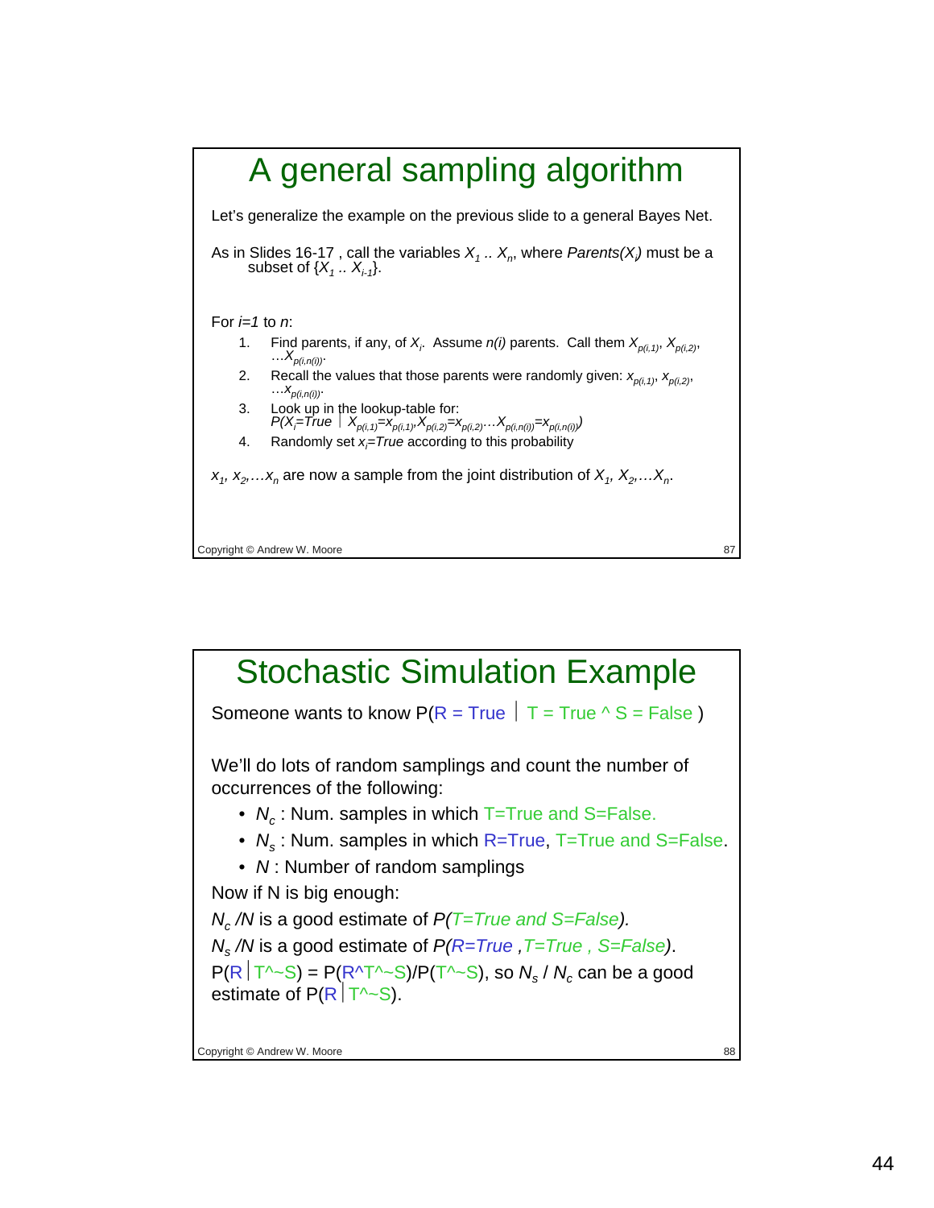# A general sampling algorithm

Let's generalize the example on the previous slide to a general Bayes Net.

As in Slides 16-17 , call the variables $X_1$ .. $X_n$, where *Parents($X_i$)* must be a subset of {$X_1$ .. $X_{i-1}$}.

For $i=1$ to $n$:

1. Find parents, if any, of $X_i$. Assume $n(i)$ parents. Call them $X_{p(i,1)}$, $X_{p(i,2)}$, …$X_{p(i,n(i))}$.
2. Recall the values that those parents were randomly given: $x_{p(i,1)}$, $x_{p(i,2)}$, …$x_{p(i,n(i))}$.
3. Look up in the lookup-table for: $P(X_i=True \mid X_{p(i,1)}=x_{p(i,1)},X_{p(i,2)}=x_{p(i,2)}\ldots X_{p(i,n(i))}=x_{p(i,n(i))})$
4. Randomly set $x_i=True$ according to this probability

$x_1, x_2,\ldots x_n$ are now a sample from the joint distribution of $X_1, X_2,\ldots X_n$.

Copyright © Andrew W. Moore

# Stochastic Simulation Example

Someone wants to know P(R = True | T = True ^ S = False )

We'll do lots of random samplings and count the number of occurrences of the following:

- $N_c$ : Num. samples in which T=True and S=False.
- $N_s$ : Num. samples in which R=True, T=True and S=False.
- $N$ : Number of random samplings

Now if N is big enough:

$N_c$ /$N$ is a good estimate of *P(T=True and S=False).*

$N_s$ /$N$ is a good estimate of *P(R=True ,T=True , S=False).*

P(R | T^~S) = P(R^T^~S)/P(T^~S), so $N_s$ / $N_c$ can be a good estimate of P(R | T^~S).

Copyright © Andrew W. Moore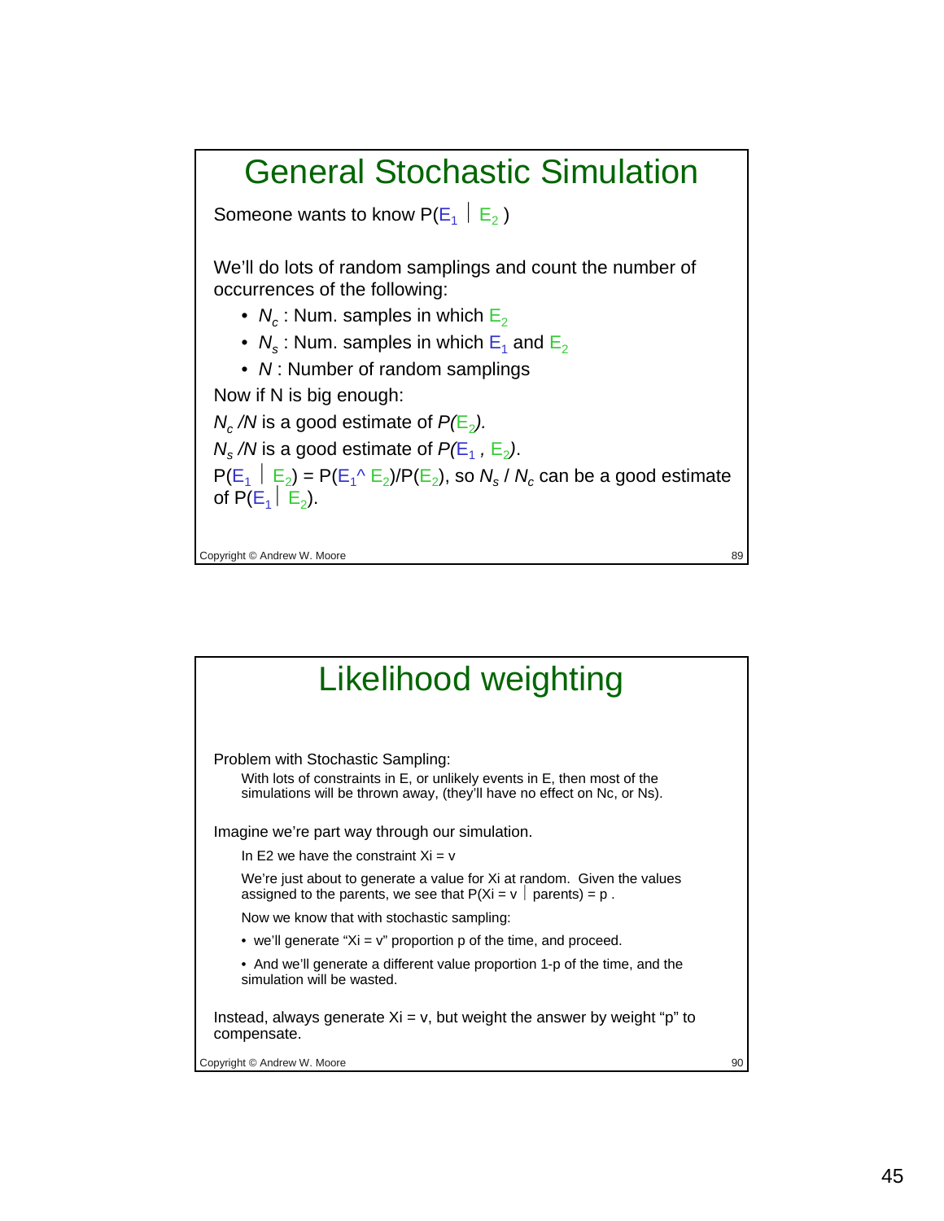## General Stochastic Simulation

Someone wants to know $P(E_1 \mid E_2)$

We'll do lots of random samplings and count the number of occurrences of the following:

- $N_c$ : Num. samples in which $E_2$
- $N_s$ : Num. samples in which $E_1$ and $E_2$
- $N$ : Number of random samplings

Now if N is big enough:

$N_c / N$ is a good estimate of $P(E_2)$.

$N_s / N$ is a good estimate of $P(E_1, E_2)$.

$P(E_1 \mid E_2) = P(E_1 \wedge E_2)/P(E_2)$, so $N_s / N_c$ can be a good estimate of $P(E_1 \mid E_2)$.

## Likelihood weighting

Problem with Stochastic Sampling:

With lots of constraints in E, or unlikely events in E, then most of the simulations will be thrown away, (they'll have no effect on Nc, or Ns).

Imagine we're part way through our simulation.

In E2 we have the constraint Xi = v

We're just about to generate a value for Xi at random. Given the values assigned to the parents, we see that P(Xi = v | parents) = p .

Now we know that with stochastic sampling:

- we'll generate "Xi = v" proportion p of the time, and proceed.
- And we'll generate a different value proportion 1-p of the time, and the simulation will be wasted.

Instead, always generate Xi = v, but weight the answer by weight "p" to compensate.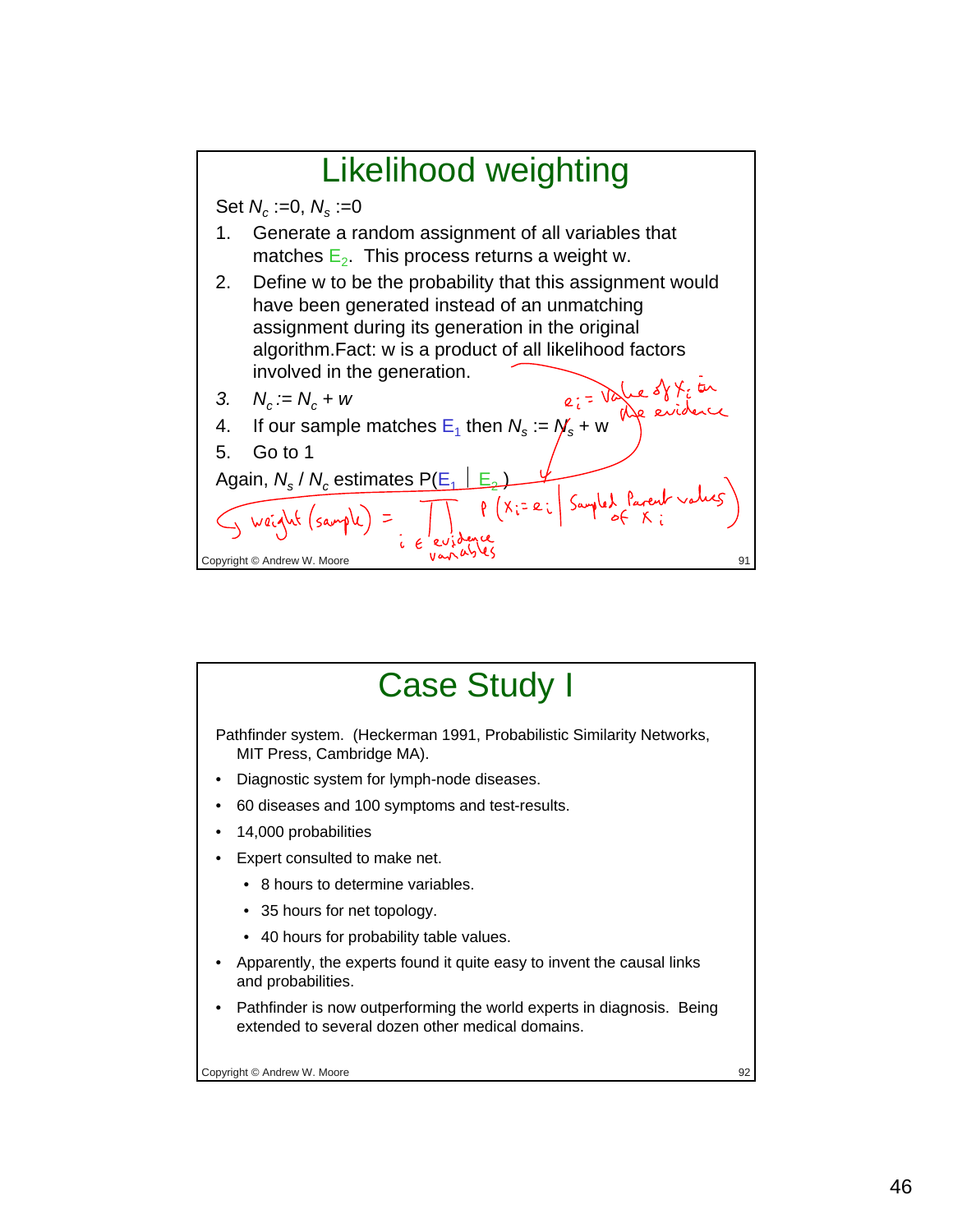# Likelihood weighting

Set $N_c$ :=0, $N_s$ :=0

1. Generate a random assignment of all variables that matches $E_2$. This process returns a weight w.
2. Define w to be the probability that this assignment would have been generated instead of an unmatching assignment during its generation in the original algorithm.Fact: w is a product of all likelihood factors involved in the generation.
3. $N_c := N_c + w$
4. If our sample matches $E_1$ then $N_s := N_s + w$
5. Go to 1

Again, $N_s / N_c$ estimates $P(E_1 \mid E_2)$

*(handwritten annotations)* $e_i$ = Value of $X_i$ in the evidence

$$\text{weight(sample)} = \prod_{i \in \text{evidence variables}} P(X_i = e_i \mid \text{Sampled Parent values of } X_i)$$

Copyright © Andrew W. Moore

# Case Study I

Pathfinder system. (Heckerman 1991, Probabilistic Similarity Networks, MIT Press, Cambridge MA).

- Diagnostic system for lymph-node diseases.
- 60 diseases and 100 symptoms and test-results.
- 14,000 probabilities
- Expert consulted to make net.
  - 8 hours to determine variables.
  - 35 hours for net topology.
  - 40 hours for probability table values.
- Apparently, the experts found it quite easy to invent the causal links and probabilities.
- Pathfinder is now outperforming the world experts in diagnosis. Being extended to several dozen other medical domains.

Copyright © Andrew W. Moore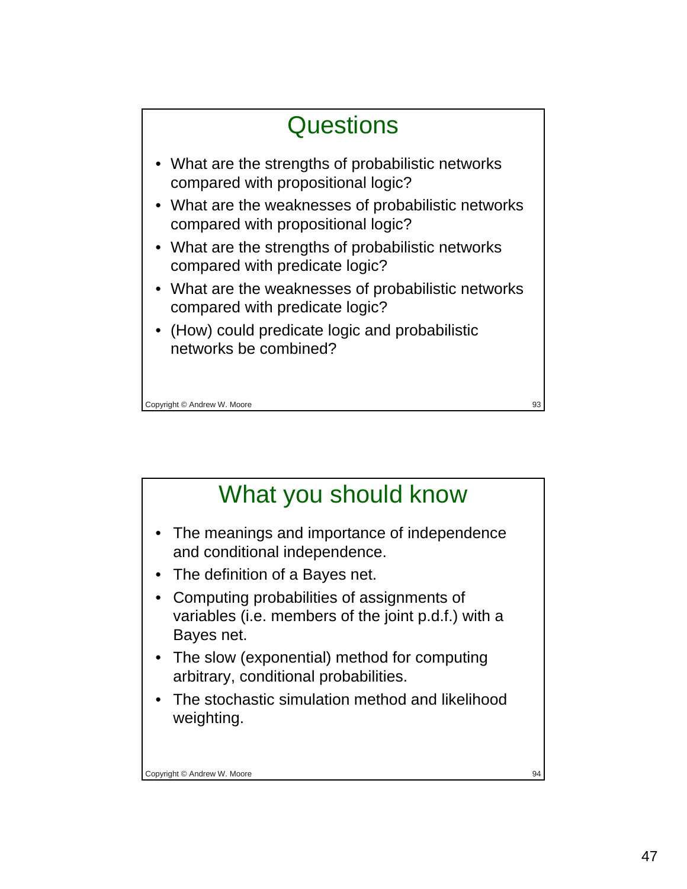## Questions

- What are the strengths of probabilistic networks compared with propositional logic?
- What are the weaknesses of probabilistic networks compared with propositional logic?
- What are the strengths of probabilistic networks compared with predicate logic?
- What are the weaknesses of probabilistic networks compared with predicate logic?
- (How) could predicate logic and probabilistic networks be combined?

Copyright © Andrew W. Moore

## What you should know

- The meanings and importance of independence and conditional independence.
- The definition of a Bayes net.
- Computing probabilities of assignments of variables (i.e. members of the joint p.d.f.) with a Bayes net.
- The slow (exponential) method for computing arbitrary, conditional probabilities.
- The stochastic simulation method and likelihood weighting.

Copyright © Andrew W. Moore